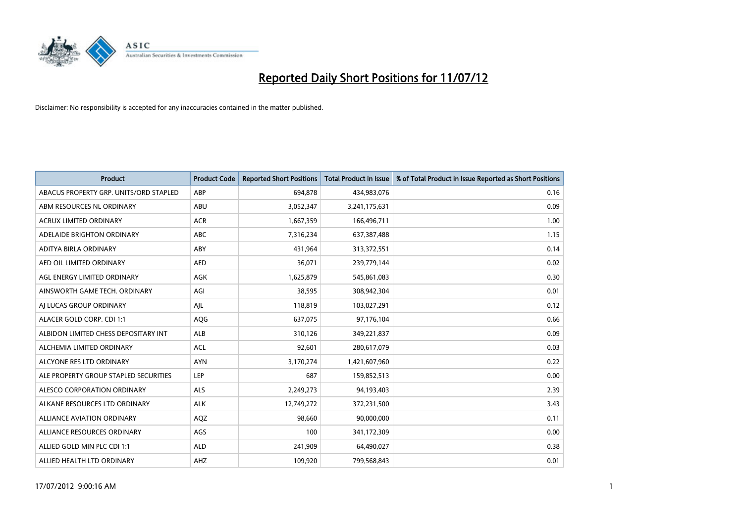# Reported Daily Short Positions for 11/07/12

Disclaimer: No responsibility is accepted for any inaccuracies contained in the matter published.

| Product | Product Code | Reported Short Positions | Total Product in Issue | % of Total Product in Issue Reported as Short Positions |
|---|---|---|---|---|
| ABACUS PROPERTY GRP. UNITS/ORD STAPLED | ABP | 694,878 | 434,983,076 | 0.16 |
| ABM RESOURCES NL ORDINARY | ABU | 3,052,347 | 3,241,175,631 | 0.09 |
| ACRUX LIMITED ORDINARY | ACR | 1,667,359 | 166,496,711 | 1.00 |
| ADELAIDE BRIGHTON ORDINARY | ABC | 7,316,234 | 637,387,488 | 1.15 |
| ADITYA BIRLA ORDINARY | ABY | 431,964 | 313,372,551 | 0.14 |
| AED OIL LIMITED ORDINARY | AED | 36,071 | 239,779,144 | 0.02 |
| AGL ENERGY LIMITED ORDINARY | AGK | 1,625,879 | 545,861,083 | 0.30 |
| AINSWORTH GAME TECH. ORDINARY | AGI | 38,595 | 308,942,304 | 0.01 |
| AJ LUCAS GROUP ORDINARY | AJL | 118,819 | 103,027,291 | 0.12 |
| ALACER GOLD CORP. CDI 1:1 | AQG | 637,075 | 97,176,104 | 0.66 |
| ALBIDON LIMITED CHESS DEPOSITARY INT | ALB | 310,126 | 349,221,837 | 0.09 |
| ALCHEMIA LIMITED ORDINARY | ACL | 92,601 | 280,617,079 | 0.03 |
| ALCYONE RES LTD ORDINARY | AYN | 3,170,274 | 1,421,607,960 | 0.22 |
| ALE PROPERTY GROUP STAPLED SECURITIES | LEP | 687 | 159,852,513 | 0.00 |
| ALESCO CORPORATION ORDINARY | ALS | 2,249,273 | 94,193,403 | 2.39 |
| ALKANE RESOURCES LTD ORDINARY | ALK | 12,749,272 | 372,231,500 | 3.43 |
| ALLIANCE AVIATION ORDINARY | AQZ | 98,660 | 90,000,000 | 0.11 |
| ALLIANCE RESOURCES ORDINARY | AGS | 100 | 341,172,309 | 0.00 |
| ALLIED GOLD MIN PLC CDI 1:1 | ALD | 241,909 | 64,490,027 | 0.38 |
| ALLIED HEALTH LTD ORDINARY | AHZ | 109,920 | 799,568,843 | 0.01 |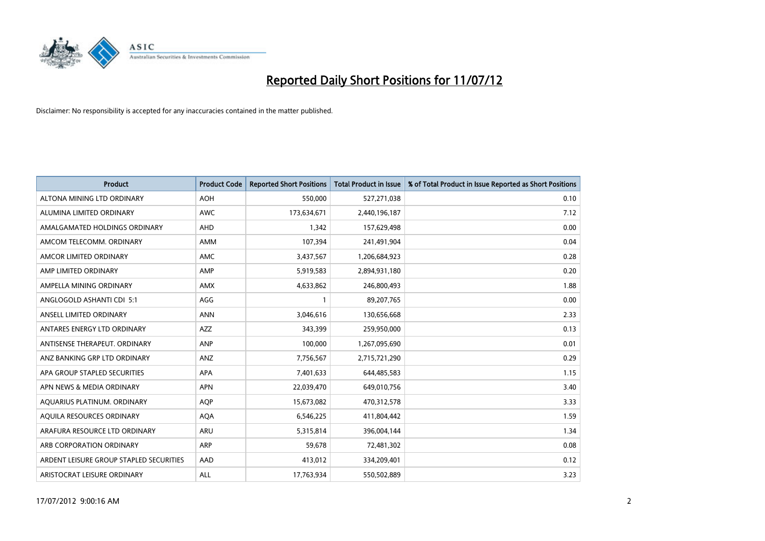# Reported Daily Short Positions for 11/07/12

Disclaimer: No responsibility is accepted for any inaccuracies contained in the matter published.

| Product | Product Code | Reported Short Positions | Total Product in Issue | % of Total Product in Issue Reported as Short Positions |
|---|---|---|---|---|
| ALTONA MINING LTD ORDINARY | AOH | 550,000 | 527,271,038 | 0.10 |
| ALUMINA LIMITED ORDINARY | AWC | 173,634,671 | 2,440,196,187 | 7.12 |
| AMALGAMATED HOLDINGS ORDINARY | AHD | 1,342 | 157,629,498 | 0.00 |
| AMCOM TELECOMM. ORDINARY | AMM | 107,394 | 241,491,904 | 0.04 |
| AMCOR LIMITED ORDINARY | AMC | 3,437,567 | 1,206,684,923 | 0.28 |
| AMP LIMITED ORDINARY | AMP | 5,919,583 | 2,894,931,180 | 0.20 |
| AMPELLA MINING ORDINARY | AMX | 4,633,862 | 246,800,493 | 1.88 |
| ANGLOGOLD ASHANTI CDI 5:1 | AGG | 1 | 89,207,765 | 0.00 |
| ANSELL LIMITED ORDINARY | ANN | 3,046,616 | 130,656,668 | 2.33 |
| ANTARES ENERGY LTD ORDINARY | AZZ | 343,399 | 259,950,000 | 0.13 |
| ANTISENSE THERAPEUT. ORDINARY | ANP | 100,000 | 1,267,095,690 | 0.01 |
| ANZ BANKING GRP LTD ORDINARY | ANZ | 7,756,567 | 2,715,721,290 | 0.29 |
| APA GROUP STAPLED SECURITIES | APA | 7,401,633 | 644,485,583 | 1.15 |
| APN NEWS & MEDIA ORDINARY | APN | 22,039,470 | 649,010,756 | 3.40 |
| AQUARIUS PLATINUM. ORDINARY | AQP | 15,673,082 | 470,312,578 | 3.33 |
| AQUILA RESOURCES ORDINARY | AQA | 6,546,225 | 411,804,442 | 1.59 |
| ARAFURA RESOURCE LTD ORDINARY | ARU | 5,315,814 | 396,004,144 | 1.34 |
| ARB CORPORATION ORDINARY | ARP | 59,678 | 72,481,302 | 0.08 |
| ARDENT LEISURE GROUP STAPLED SECURITIES | AAD | 413,012 | 334,209,401 | 0.12 |
| ARISTOCRAT LEISURE ORDINARY | ALL | 17,763,934 | 550,502,889 | 3.23 |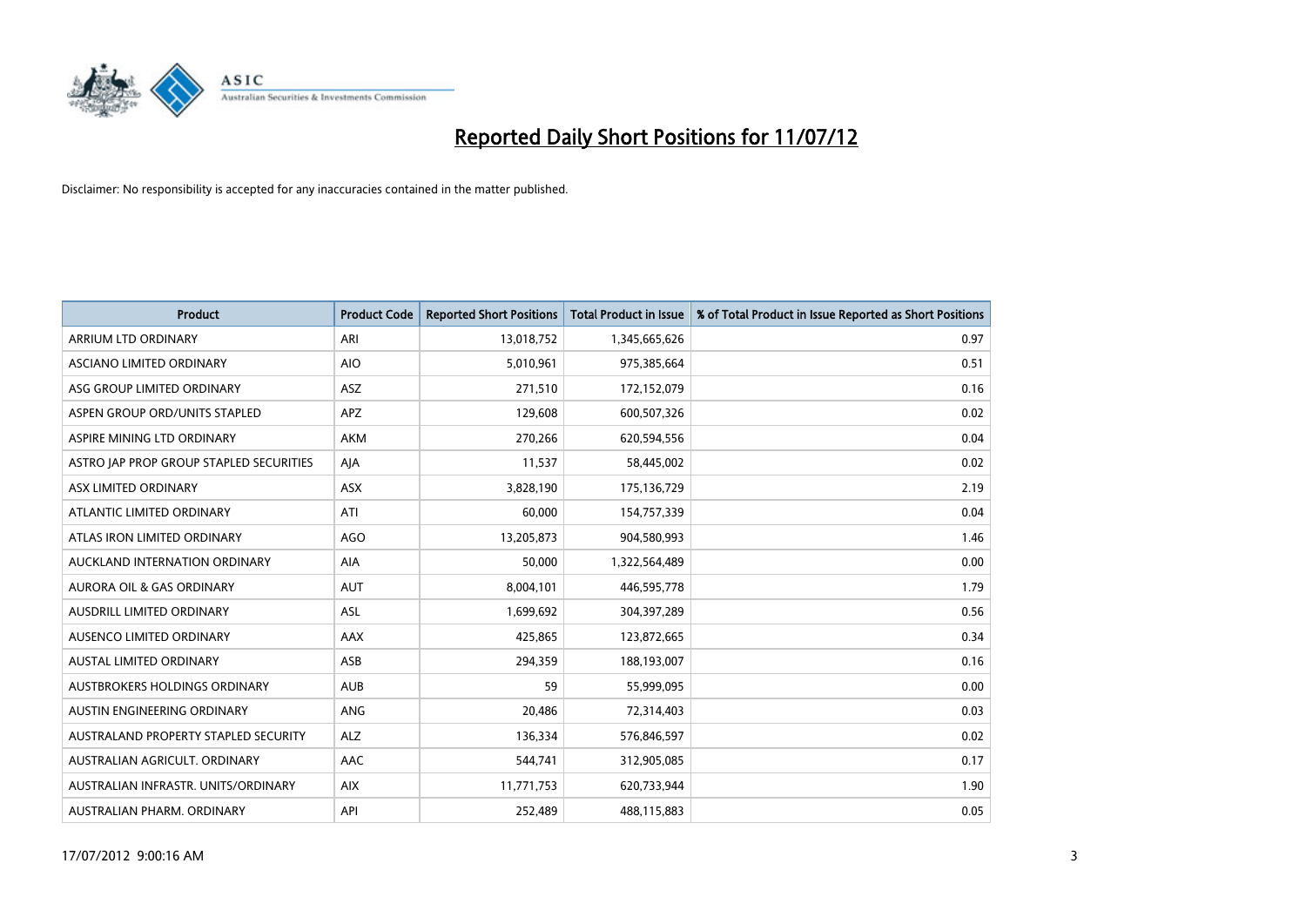# Reported Daily Short Positions for 11/07/12

Disclaimer: No responsibility is accepted for any inaccuracies contained in the matter published.

| Product | Product Code | Reported Short Positions | Total Product in Issue | % of Total Product in Issue Reported as Short Positions |
|---|---|---|---|---|
| ARRIUM LTD ORDINARY | ARI | 13,018,752 | 1,345,665,626 | 0.97 |
| ASCIANO LIMITED ORDINARY | AIO | 5,010,961 | 975,385,664 | 0.51 |
| ASG GROUP LIMITED ORDINARY | ASZ | 271,510 | 172,152,079 | 0.16 |
| ASPEN GROUP ORD/UNITS STAPLED | APZ | 129,608 | 600,507,326 | 0.02 |
| ASPIRE MINING LTD ORDINARY | AKM | 270,266 | 620,594,556 | 0.04 |
| ASTRO JAP PROP GROUP STAPLED SECURITIES | AJA | 11,537 | 58,445,002 | 0.02 |
| ASX LIMITED ORDINARY | ASX | 3,828,190 | 175,136,729 | 2.19 |
| ATLANTIC LIMITED ORDINARY | ATI | 60,000 | 154,757,339 | 0.04 |
| ATLAS IRON LIMITED ORDINARY | AGO | 13,205,873 | 904,580,993 | 1.46 |
| AUCKLAND INTERNATION ORDINARY | AIA | 50,000 | 1,322,564,489 | 0.00 |
| AURORA OIL & GAS ORDINARY | AUT | 8,004,101 | 446,595,778 | 1.79 |
| AUSDRILL LIMITED ORDINARY | ASL | 1,699,692 | 304,397,289 | 0.56 |
| AUSENCO LIMITED ORDINARY | AAX | 425,865 | 123,872,665 | 0.34 |
| AUSTAL LIMITED ORDINARY | ASB | 294,359 | 188,193,007 | 0.16 |
| AUSTBROKERS HOLDINGS ORDINARY | AUB | 59 | 55,999,095 | 0.00 |
| AUSTIN ENGINEERING ORDINARY | ANG | 20,486 | 72,314,403 | 0.03 |
| AUSTRALAND PROPERTY STAPLED SECURITY | ALZ | 136,334 | 576,846,597 | 0.02 |
| AUSTRALIAN AGRICULT. ORDINARY | AAC | 544,741 | 312,905,085 | 0.17 |
| AUSTRALIAN INFRASTR. UNITS/ORDINARY | AIX | 11,771,753 | 620,733,944 | 1.90 |
| AUSTRALIAN PHARM. ORDINARY | API | 252,489 | 488,115,883 | 0.05 |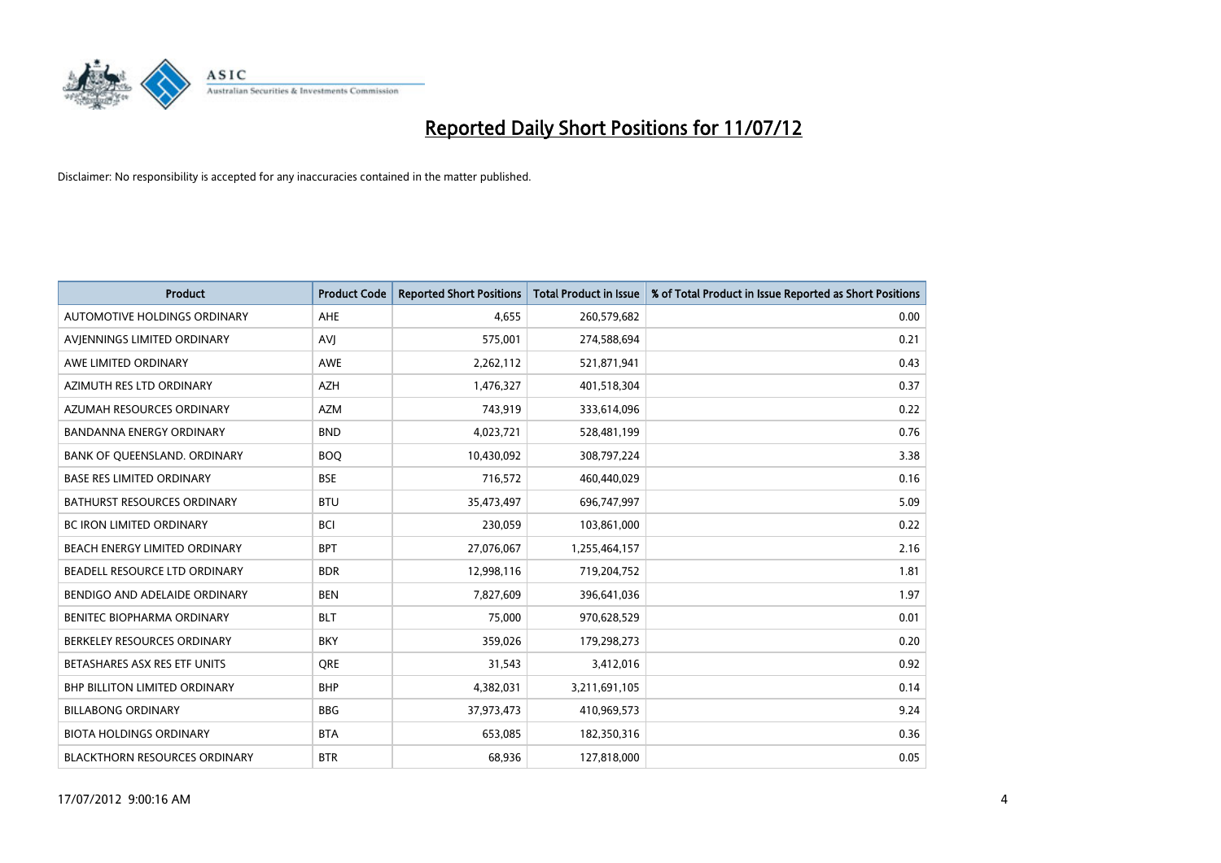# Reported Daily Short Positions for 11/07/12

Disclaimer: No responsibility is accepted for any inaccuracies contained in the matter published.

| Product | Product Code | Reported Short Positions | Total Product in Issue | % of Total Product in Issue Reported as Short Positions |
|---|---|---|---|---|
| AUTOMOTIVE HOLDINGS ORDINARY | AHE | 4,655 | 260,579,682 | 0.00 |
| AVJENNINGS LIMITED ORDINARY | AVJ | 575,001 | 274,588,694 | 0.21 |
| AWE LIMITED ORDINARY | AWE | 2,262,112 | 521,871,941 | 0.43 |
| AZIMUTH RES LTD ORDINARY | AZH | 1,476,327 | 401,518,304 | 0.37 |
| AZUMAH RESOURCES ORDINARY | AZM | 743,919 | 333,614,096 | 0.22 |
| BANDANNA ENERGY ORDINARY | BND | 4,023,721 | 528,481,199 | 0.76 |
| BANK OF QUEENSLAND. ORDINARY | BOQ | 10,430,092 | 308,797,224 | 3.38 |
| BASE RES LIMITED ORDINARY | BSE | 716,572 | 460,440,029 | 0.16 |
| BATHURST RESOURCES ORDINARY | BTU | 35,473,497 | 696,747,997 | 5.09 |
| BC IRON LIMITED ORDINARY | BCI | 230,059 | 103,861,000 | 0.22 |
| BEACH ENERGY LIMITED ORDINARY | BPT | 27,076,067 | 1,255,464,157 | 2.16 |
| BEADELL RESOURCE LTD ORDINARY | BDR | 12,998,116 | 719,204,752 | 1.81 |
| BENDIGO AND ADELAIDE ORDINARY | BEN | 7,827,609 | 396,641,036 | 1.97 |
| BENITEC BIOPHARMA ORDINARY | BLT | 75,000 | 970,628,529 | 0.01 |
| BERKELEY RESOURCES ORDINARY | BKY | 359,026 | 179,298,273 | 0.20 |
| BETASHARES ASX RES ETF UNITS | QRE | 31,543 | 3,412,016 | 0.92 |
| BHP BILLITON LIMITED ORDINARY | BHP | 4,382,031 | 3,211,691,105 | 0.14 |
| BILLABONG ORDINARY | BBG | 37,973,473 | 410,969,573 | 9.24 |
| BIOTA HOLDINGS ORDINARY | BTA | 653,085 | 182,350,316 | 0.36 |
| BLACKTHORN RESOURCES ORDINARY | BTR | 68,936 | 127,818,000 | 0.05 |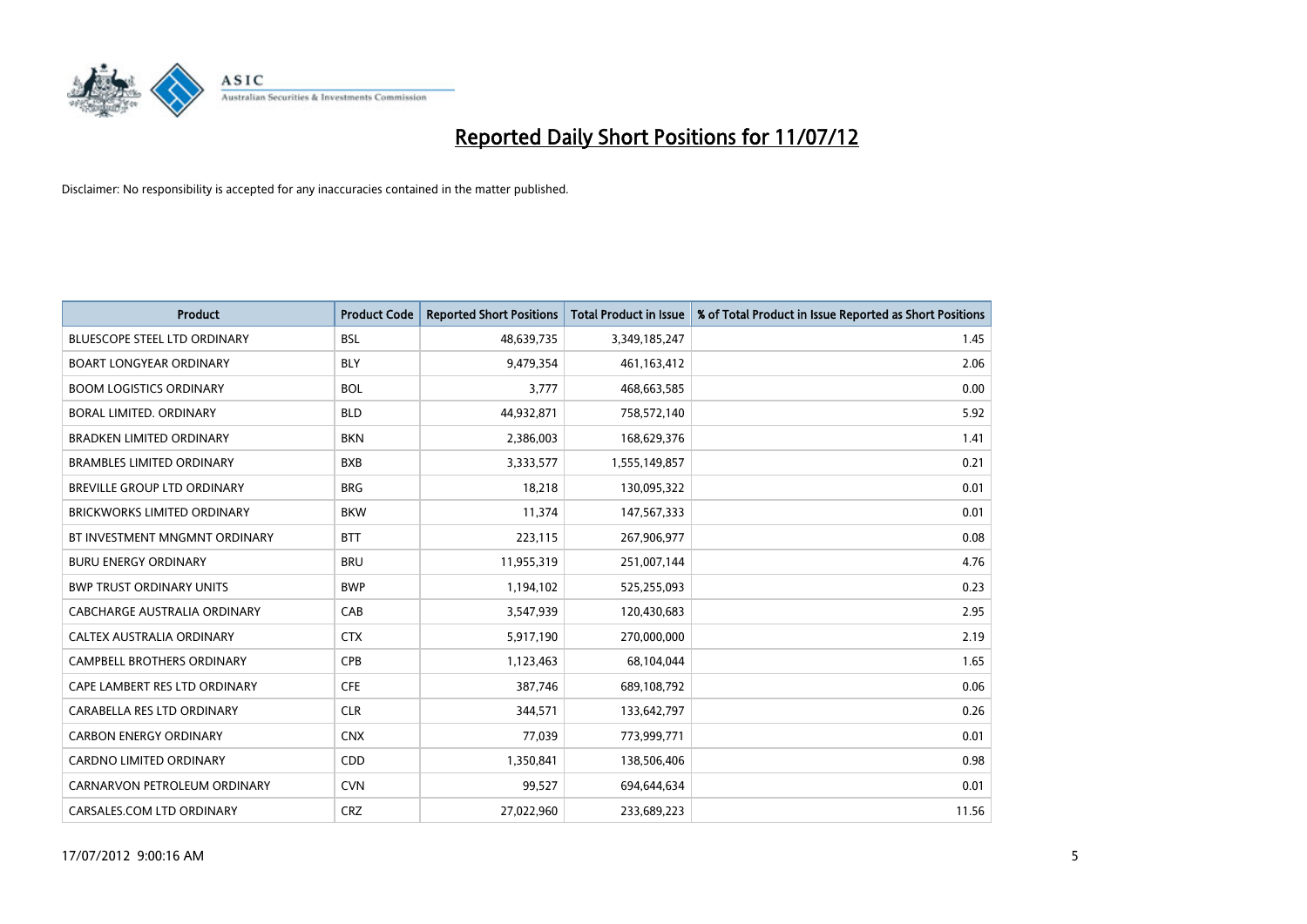# Reported Daily Short Positions for 11/07/12

Disclaimer: No responsibility is accepted for any inaccuracies contained in the matter published.

| Product | Product Code | Reported Short Positions | Total Product in Issue | % of Total Product in Issue Reported as Short Positions |
|---|---|---|---|---|
| BLUESCOPE STEEL LTD ORDINARY | BSL | 48,639,735 | 3,349,185,247 | 1.45 |
| BOART LONGYEAR ORDINARY | BLY | 9,479,354 | 461,163,412 | 2.06 |
| BOOM LOGISTICS ORDINARY | BOL | 3,777 | 468,663,585 | 0.00 |
| BORAL LIMITED. ORDINARY | BLD | 44,932,871 | 758,572,140 | 5.92 |
| BRADKEN LIMITED ORDINARY | BKN | 2,386,003 | 168,629,376 | 1.41 |
| BRAMBLES LIMITED ORDINARY | BXB | 3,333,577 | 1,555,149,857 | 0.21 |
| BREVILLE GROUP LTD ORDINARY | BRG | 18,218 | 130,095,322 | 0.01 |
| BRICKWORKS LIMITED ORDINARY | BKW | 11,374 | 147,567,333 | 0.01 |
| BT INVESTMENT MNGMNT ORDINARY | BTT | 223,115 | 267,906,977 | 0.08 |
| BURU ENERGY ORDINARY | BRU | 11,955,319 | 251,007,144 | 4.76 |
| BWP TRUST ORDINARY UNITS | BWP | 1,194,102 | 525,255,093 | 0.23 |
| CABCHARGE AUSTRALIA ORDINARY | CAB | 3,547,939 | 120,430,683 | 2.95 |
| CALTEX AUSTRALIA ORDINARY | CTX | 5,917,190 | 270,000,000 | 2.19 |
| CAMPBELL BROTHERS ORDINARY | CPB | 1,123,463 | 68,104,044 | 1.65 |
| CAPE LAMBERT RES LTD ORDINARY | CFE | 387,746 | 689,108,792 | 0.06 |
| CARABELLA RES LTD ORDINARY | CLR | 344,571 | 133,642,797 | 0.26 |
| CARBON ENERGY ORDINARY | CNX | 77,039 | 773,999,771 | 0.01 |
| CARDNO LIMITED ORDINARY | CDD | 1,350,841 | 138,506,406 | 0.98 |
| CARNARVON PETROLEUM ORDINARY | CVN | 99,527 | 694,644,634 | 0.01 |
| CARSALES.COM LTD ORDINARY | CRZ | 27,022,960 | 233,689,223 | 11.56 |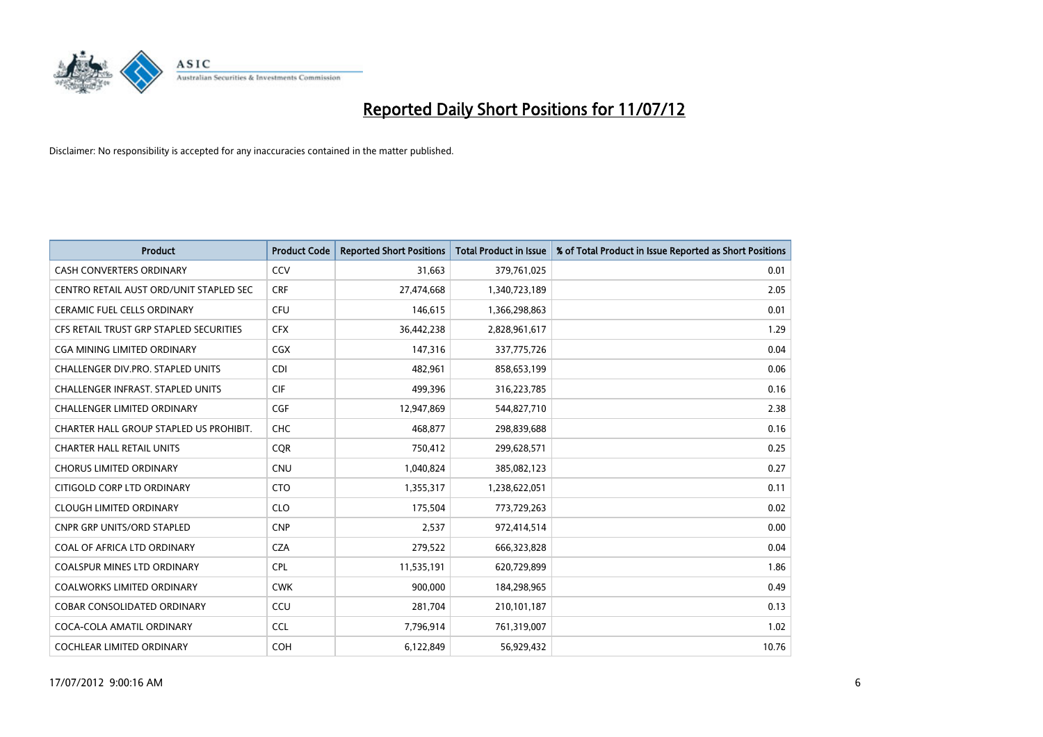# Reported Daily Short Positions for 11/07/12

Disclaimer: No responsibility is accepted for any inaccuracies contained in the matter published.

| Product | Product Code | Reported Short Positions | Total Product in Issue | % of Total Product in Issue Reported as Short Positions |
|---|---|---|---|---|
| CASH CONVERTERS ORDINARY | CCV | 31,663 | 379,761,025 | 0.01 |
| CENTRO RETAIL AUST ORD/UNIT STAPLED SEC | CRF | 27,474,668 | 1,340,723,189 | 2.05 |
| CERAMIC FUEL CELLS ORDINARY | CFU | 146,615 | 1,366,298,863 | 0.01 |
| CFS RETAIL TRUST GRP STAPLED SECURITIES | CFX | 36,442,238 | 2,828,961,617 | 1.29 |
| CGA MINING LIMITED ORDINARY | CGX | 147,316 | 337,775,726 | 0.04 |
| CHALLENGER DIV.PRO. STAPLED UNITS | CDI | 482,961 | 858,653,199 | 0.06 |
| CHALLENGER INFRAST. STAPLED UNITS | CIF | 499,396 | 316,223,785 | 0.16 |
| CHALLENGER LIMITED ORDINARY | CGF | 12,947,869 | 544,827,710 | 2.38 |
| CHARTER HALL GROUP STAPLED US PROHIBIT. | CHC | 468,877 | 298,839,688 | 0.16 |
| CHARTER HALL RETAIL UNITS | CQR | 750,412 | 299,628,571 | 0.25 |
| CHORUS LIMITED ORDINARY | CNU | 1,040,824 | 385,082,123 | 0.27 |
| CITIGOLD CORP LTD ORDINARY | CTO | 1,355,317 | 1,238,622,051 | 0.11 |
| CLOUGH LIMITED ORDINARY | CLO | 175,504 | 773,729,263 | 0.02 |
| CNPR GRP UNITS/ORD STAPLED | CNP | 2,537 | 972,414,514 | 0.00 |
| COAL OF AFRICA LTD ORDINARY | CZA | 279,522 | 666,323,828 | 0.04 |
| COALSPUR MINES LTD ORDINARY | CPL | 11,535,191 | 620,729,899 | 1.86 |
| COALWORKS LIMITED ORDINARY | CWK | 900,000 | 184,298,965 | 0.49 |
| COBAR CONSOLIDATED ORDINARY | CCU | 281,704 | 210,101,187 | 0.13 |
| COCA-COLA AMATIL ORDINARY | CCL | 7,796,914 | 761,319,007 | 1.02 |
| COCHLEAR LIMITED ORDINARY | COH | 6,122,849 | 56,929,432 | 10.76 |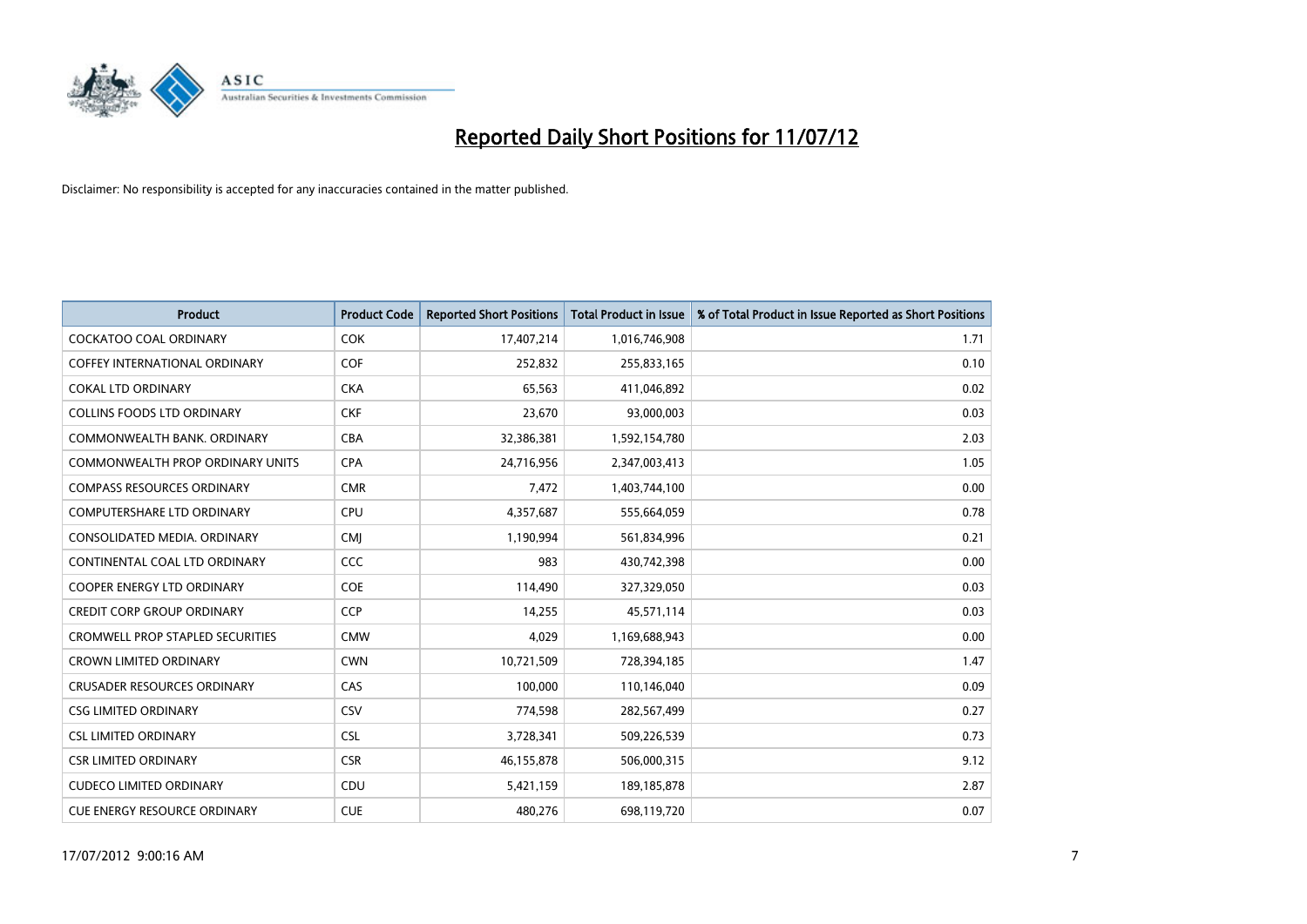# Reported Daily Short Positions for 11/07/12

Disclaimer: No responsibility is accepted for any inaccuracies contained in the matter published.

| Product | Product Code | Reported Short Positions | Total Product in Issue | % of Total Product in Issue Reported as Short Positions |
| --- | --- | --- | --- | --- |
| COCKATOO COAL ORDINARY | COK | 17,407,214 | 1,016,746,908 | 1.71 |
| COFFEY INTERNATIONAL ORDINARY | COF | 252,832 | 255,833,165 | 0.10 |
| COKAL LTD ORDINARY | CKA | 65,563 | 411,046,892 | 0.02 |
| COLLINS FOODS LTD ORDINARY | CKF | 23,670 | 93,000,003 | 0.03 |
| COMMONWEALTH BANK. ORDINARY | CBA | 32,386,381 | 1,592,154,780 | 2.03 |
| COMMONWEALTH PROP ORDINARY UNITS | CPA | 24,716,956 | 2,347,003,413 | 1.05 |
| COMPASS RESOURCES ORDINARY | CMR | 7,472 | 1,403,744,100 | 0.00 |
| COMPUTERSHARE LTD ORDINARY | CPU | 4,357,687 | 555,664,059 | 0.78 |
| CONSOLIDATED MEDIA. ORDINARY | CMJ | 1,190,994 | 561,834,996 | 0.21 |
| CONTINENTAL COAL LTD ORDINARY | CCC | 983 | 430,742,398 | 0.00 |
| COOPER ENERGY LTD ORDINARY | COE | 114,490 | 327,329,050 | 0.03 |
| CREDIT CORP GROUP ORDINARY | CCP | 14,255 | 45,571,114 | 0.03 |
| CROMWELL PROP STAPLED SECURITIES | CMW | 4,029 | 1,169,688,943 | 0.00 |
| CROWN LIMITED ORDINARY | CWN | 10,721,509 | 728,394,185 | 1.47 |
| CRUSADER RESOURCES ORDINARY | CAS | 100,000 | 110,146,040 | 0.09 |
| CSG LIMITED ORDINARY | CSV | 774,598 | 282,567,499 | 0.27 |
| CSL LIMITED ORDINARY | CSL | 3,728,341 | 509,226,539 | 0.73 |
| CSR LIMITED ORDINARY | CSR | 46,155,878 | 506,000,315 | 9.12 |
| CUDECO LIMITED ORDINARY | CDU | 5,421,159 | 189,185,878 | 2.87 |
| CUE ENERGY RESOURCE ORDINARY | CUE | 480,276 | 698,119,720 | 0.07 |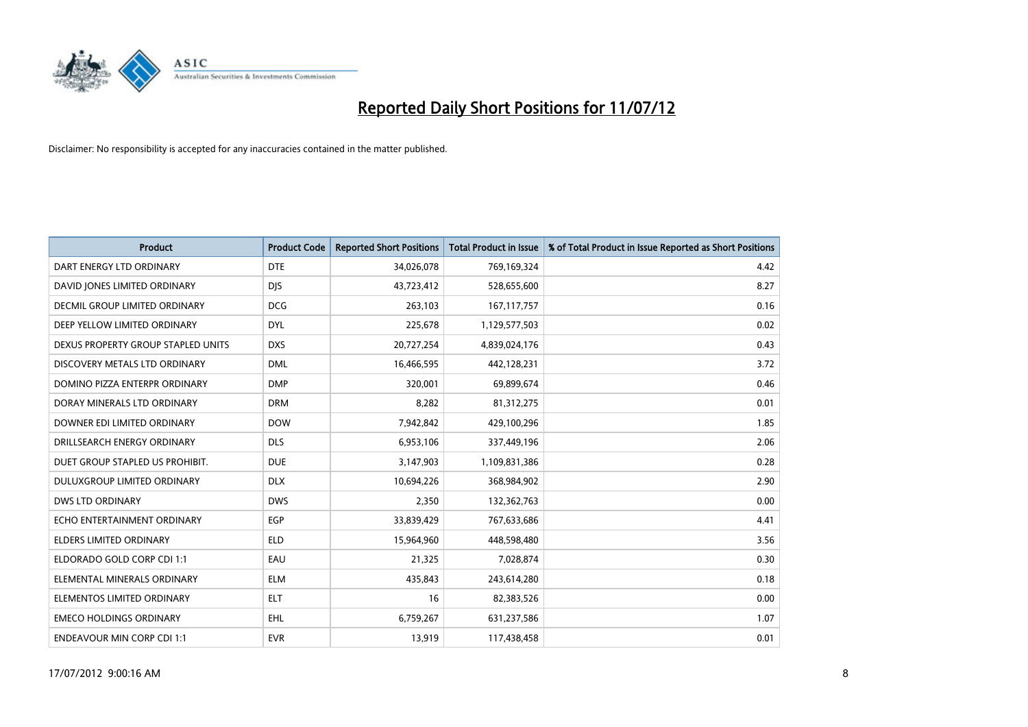# Reported Daily Short Positions for 11/07/12

Disclaimer: No responsibility is accepted for any inaccuracies contained in the matter published.

| Product | Product Code | Reported Short Positions | Total Product in Issue | % of Total Product in Issue Reported as Short Positions |
|---|---|---|---|---|
| DART ENERGY LTD ORDINARY | DTE | 34,026,078 | 769,169,324 | 4.42 |
| DAVID JONES LIMITED ORDINARY | DJS | 43,723,412 | 528,655,600 | 8.27 |
| DECMIL GROUP LIMITED ORDINARY | DCG | 263,103 | 167,117,757 | 0.16 |
| DEEP YELLOW LIMITED ORDINARY | DYL | 225,678 | 1,129,577,503 | 0.02 |
| DEXUS PROPERTY GROUP STAPLED UNITS | DXS | 20,727,254 | 4,839,024,176 | 0.43 |
| DISCOVERY METALS LTD ORDINARY | DML | 16,466,595 | 442,128,231 | 3.72 |
| DOMINO PIZZA ENTERPR ORDINARY | DMP | 320,001 | 69,899,674 | 0.46 |
| DORAY MINERALS LTD ORDINARY | DRM | 8,282 | 81,312,275 | 0.01 |
| DOWNER EDI LIMITED ORDINARY | DOW | 7,942,842 | 429,100,296 | 1.85 |
| DRILLSEARCH ENERGY ORDINARY | DLS | 6,953,106 | 337,449,196 | 2.06 |
| DUET GROUP STAPLED US PROHIBIT. | DUE | 3,147,903 | 1,109,831,386 | 0.28 |
| DULUXGROUP LIMITED ORDINARY | DLX | 10,694,226 | 368,984,902 | 2.90 |
| DWS LTD ORDINARY | DWS | 2,350 | 132,362,763 | 0.00 |
| ECHO ENTERTAINMENT ORDINARY | EGP | 33,839,429 | 767,633,686 | 4.41 |
| ELDERS LIMITED ORDINARY | ELD | 15,964,960 | 448,598,480 | 3.56 |
| ELDORADO GOLD CORP CDI 1:1 | EAU | 21,325 | 7,028,874 | 0.30 |
| ELEMENTAL MINERALS ORDINARY | ELM | 435,843 | 243,614,280 | 0.18 |
| ELEMENTOS LIMITED ORDINARY | ELT | 16 | 82,383,526 | 0.00 |
| EMECO HOLDINGS ORDINARY | EHL | 6,759,267 | 631,237,586 | 1.07 |
| ENDEAVOUR MIN CORP CDI 1:1 | EVR | 13,919 | 117,438,458 | 0.01 |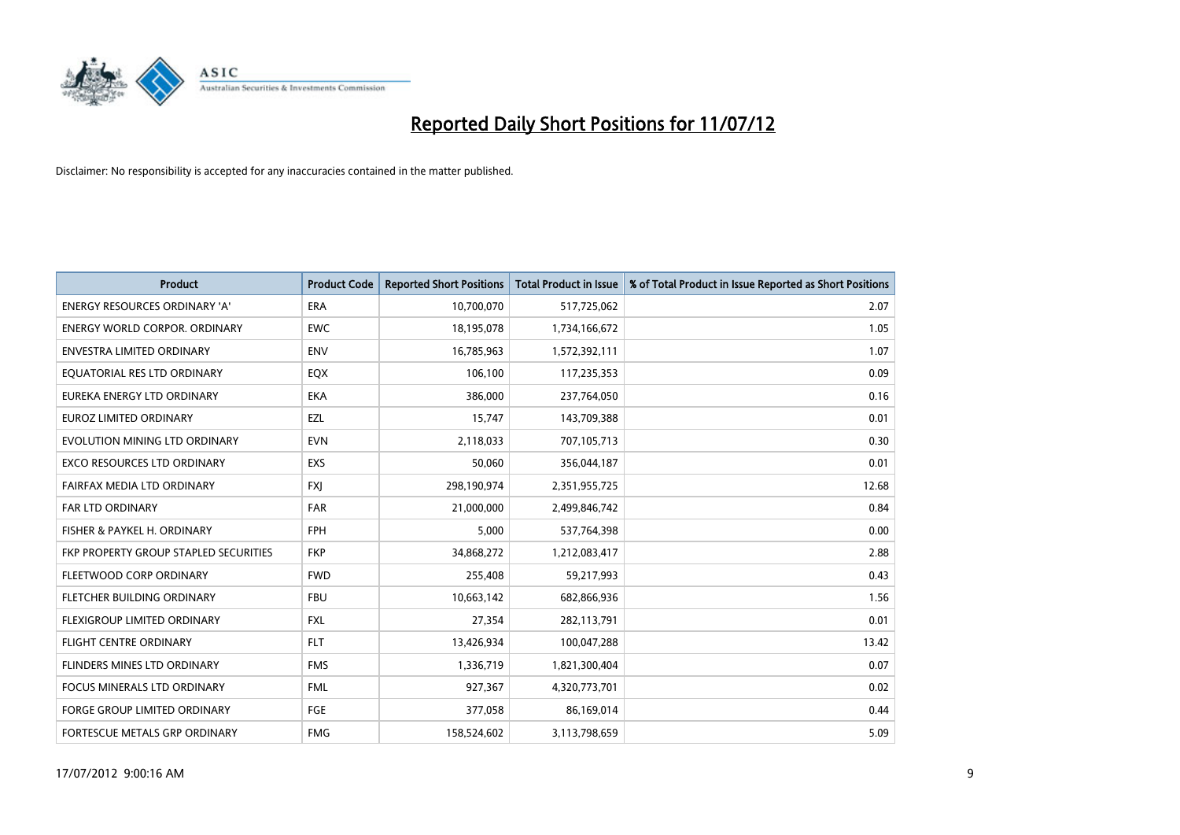# Reported Daily Short Positions for 11/07/12

Disclaimer: No responsibility is accepted for any inaccuracies contained in the matter published.

| Product | Product Code | Reported Short Positions | Total Product in Issue | % of Total Product in Issue Reported as Short Positions |
|---|---|---|---|---|
| ENERGY RESOURCES ORDINARY 'A' | ERA | 10,700,070 | 517,725,062 | 2.07 |
| ENERGY WORLD CORPOR. ORDINARY | EWC | 18,195,078 | 1,734,166,672 | 1.05 |
| ENVESTRA LIMITED ORDINARY | ENV | 16,785,963 | 1,572,392,111 | 1.07 |
| EQUATORIAL RES LTD ORDINARY | EQX | 106,100 | 117,235,353 | 0.09 |
| EUREKA ENERGY LTD ORDINARY | EKA | 386,000 | 237,764,050 | 0.16 |
| EUROZ LIMITED ORDINARY | EZL | 15,747 | 143,709,388 | 0.01 |
| EVOLUTION MINING LTD ORDINARY | EVN | 2,118,033 | 707,105,713 | 0.30 |
| EXCO RESOURCES LTD ORDINARY | EXS | 50,060 | 356,044,187 | 0.01 |
| FAIRFAX MEDIA LTD ORDINARY | FXJ | 298,190,974 | 2,351,955,725 | 12.68 |
| FAR LTD ORDINARY | FAR | 21,000,000 | 2,499,846,742 | 0.84 |
| FISHER & PAYKEL H. ORDINARY | FPH | 5,000 | 537,764,398 | 0.00 |
| FKP PROPERTY GROUP STAPLED SECURITIES | FKP | 34,868,272 | 1,212,083,417 | 2.88 |
| FLEETWOOD CORP ORDINARY | FWD | 255,408 | 59,217,993 | 0.43 |
| FLETCHER BUILDING ORDINARY | FBU | 10,663,142 | 682,866,936 | 1.56 |
| FLEXIGROUP LIMITED ORDINARY | FXL | 27,354 | 282,113,791 | 0.01 |
| FLIGHT CENTRE ORDINARY | FLT | 13,426,934 | 100,047,288 | 13.42 |
| FLINDERS MINES LTD ORDINARY | FMS | 1,336,719 | 1,821,300,404 | 0.07 |
| FOCUS MINERALS LTD ORDINARY | FML | 927,367 | 4,320,773,701 | 0.02 |
| FORGE GROUP LIMITED ORDINARY | FGE | 377,058 | 86,169,014 | 0.44 |
| FORTESCUE METALS GRP ORDINARY | FMG | 158,524,602 | 3,113,798,659 | 5.09 |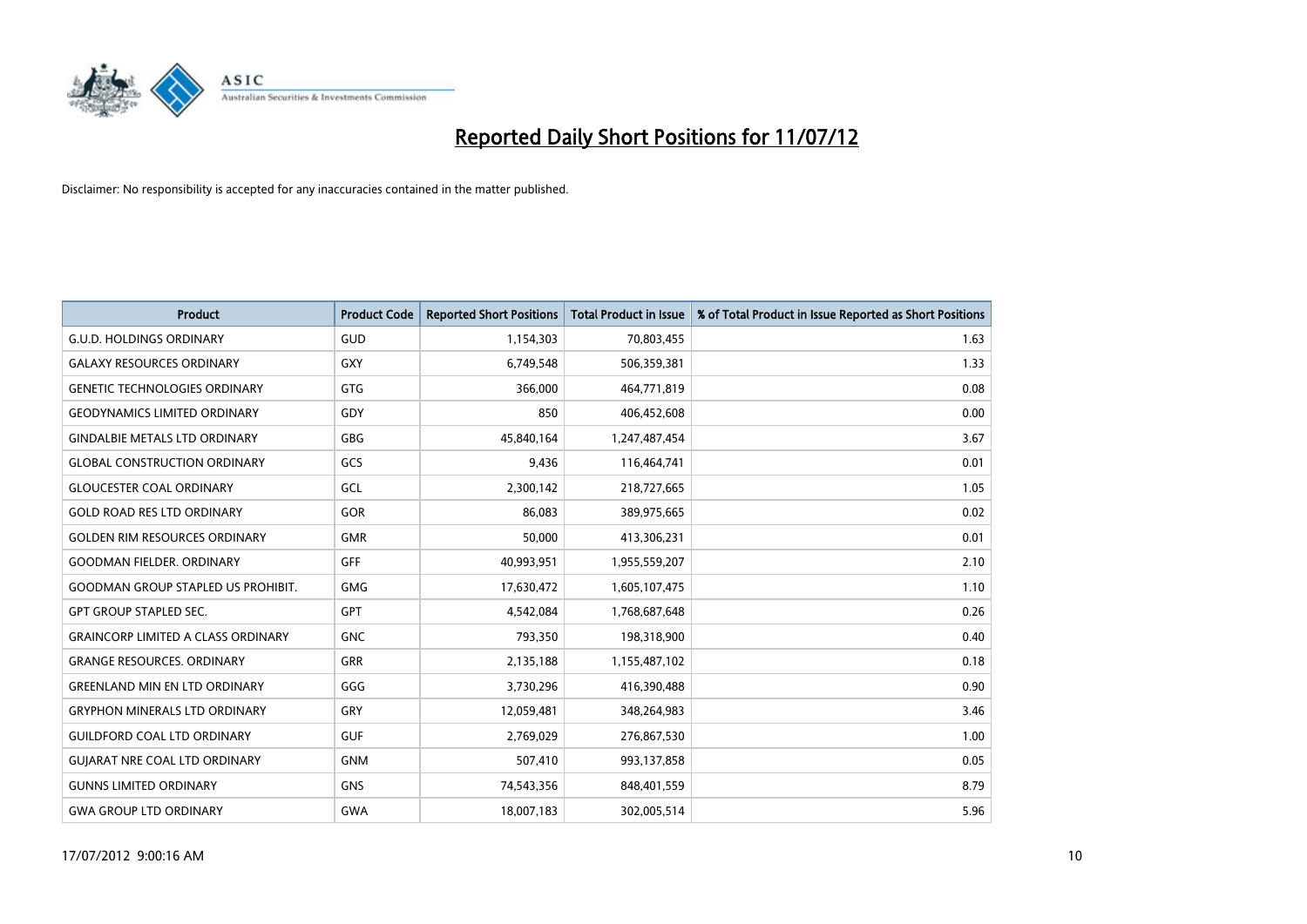# Reported Daily Short Positions for 11/07/12

Disclaimer: No responsibility is accepted for any inaccuracies contained in the matter published.

| Product | Product Code | Reported Short Positions | Total Product in Issue | % of Total Product in Issue Reported as Short Positions |
|---|---|---|---|---|
| G.U.D. HOLDINGS ORDINARY | GUD | 1,154,303 | 70,803,455 | 1.63 |
| GALAXY RESOURCES ORDINARY | GXY | 6,749,548 | 506,359,381 | 1.33 |
| GENETIC TECHNOLOGIES ORDINARY | GTG | 366,000 | 464,771,819 | 0.08 |
| GEODYNAMICS LIMITED ORDINARY | GDY | 850 | 406,452,608 | 0.00 |
| GINDALBIE METALS LTD ORDINARY | GBG | 45,840,164 | 1,247,487,454 | 3.67 |
| GLOBAL CONSTRUCTION ORDINARY | GCS | 9,436 | 116,464,741 | 0.01 |
| GLOUCESTER COAL ORDINARY | GCL | 2,300,142 | 218,727,665 | 1.05 |
| GOLD ROAD RES LTD ORDINARY | GOR | 86,083 | 389,975,665 | 0.02 |
| GOLDEN RIM RESOURCES ORDINARY | GMR | 50,000 | 413,306,231 | 0.01 |
| GOODMAN FIELDER. ORDINARY | GFF | 40,993,951 | 1,955,559,207 | 2.10 |
| GOODMAN GROUP STAPLED US PROHIBIT. | GMG | 17,630,472 | 1,605,107,475 | 1.10 |
| GPT GROUP STAPLED SEC. | GPT | 4,542,084 | 1,768,687,648 | 0.26 |
| GRAINCORP LIMITED A CLASS ORDINARY | GNC | 793,350 | 198,318,900 | 0.40 |
| GRANGE RESOURCES. ORDINARY | GRR | 2,135,188 | 1,155,487,102 | 0.18 |
| GREENLAND MIN EN LTD ORDINARY | GGG | 3,730,296 | 416,390,488 | 0.90 |
| GRYPHON MINERALS LTD ORDINARY | GRY | 12,059,481 | 348,264,983 | 3.46 |
| GUILDFORD COAL LTD ORDINARY | GUF | 2,769,029 | 276,867,530 | 1.00 |
| GUJARAT NRE COAL LTD ORDINARY | GNM | 507,410 | 993,137,858 | 0.05 |
| GUNNS LIMITED ORDINARY | GNS | 74,543,356 | 848,401,559 | 8.79 |
| GWA GROUP LTD ORDINARY | GWA | 18,007,183 | 302,005,514 | 5.96 |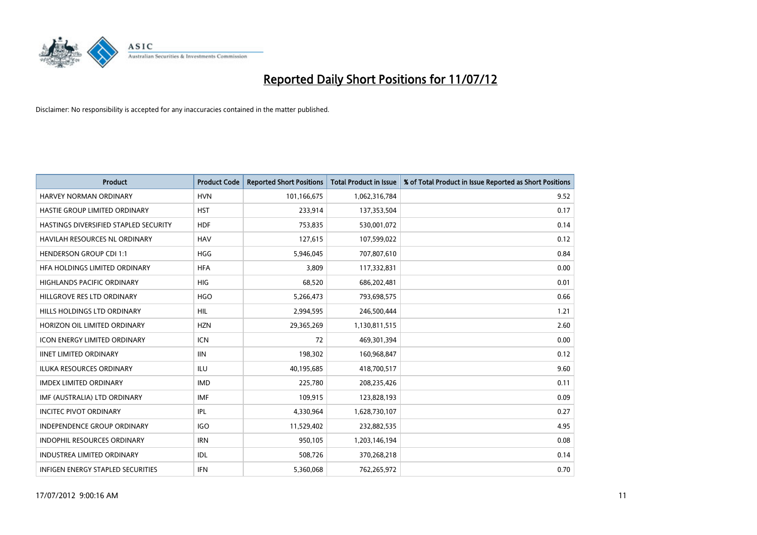# Reported Daily Short Positions for 11/07/12

Disclaimer: No responsibility is accepted for any inaccuracies contained in the matter published.

| Product | Product Code | Reported Short Positions | Total Product in Issue | % of Total Product in Issue Reported as Short Positions |
|---|---|---|---|---|
| HARVEY NORMAN ORDINARY | HVN | 101,166,675 | 1,062,316,784 | 9.52 |
| HASTIE GROUP LIMITED ORDINARY | HST | 233,914 | 137,353,504 | 0.17 |
| HASTINGS DIVERSIFIED STAPLED SECURITY | HDF | 753,835 | 530,001,072 | 0.14 |
| HAVILAH RESOURCES NL ORDINARY | HAV | 127,615 | 107,599,022 | 0.12 |
| HENDERSON GROUP CDI 1:1 | HGG | 5,946,045 | 707,807,610 | 0.84 |
| HFA HOLDINGS LIMITED ORDINARY | HFA | 3,809 | 117,332,831 | 0.00 |
| HIGHLANDS PACIFIC ORDINARY | HIG | 68,520 | 686,202,481 | 0.01 |
| HILLGROVE RES LTD ORDINARY | HGO | 5,266,473 | 793,698,575 | 0.66 |
| HILLS HOLDINGS LTD ORDINARY | HIL | 2,994,595 | 246,500,444 | 1.21 |
| HORIZON OIL LIMITED ORDINARY | HZN | 29,365,269 | 1,130,811,515 | 2.60 |
| ICON ENERGY LIMITED ORDINARY | ICN | 72 | 469,301,394 | 0.00 |
| IINET LIMITED ORDINARY | IIN | 198,302 | 160,968,847 | 0.12 |
| ILUKA RESOURCES ORDINARY | ILU | 40,195,685 | 418,700,517 | 9.60 |
| IMDEX LIMITED ORDINARY | IMD | 225,780 | 208,235,426 | 0.11 |
| IMF (AUSTRALIA) LTD ORDINARY | IMF | 109,915 | 123,828,193 | 0.09 |
| INCITEC PIVOT ORDINARY | IPL | 4,330,964 | 1,628,730,107 | 0.27 |
| INDEPENDENCE GROUP ORDINARY | IGO | 11,529,402 | 232,882,535 | 4.95 |
| INDOPHIL RESOURCES ORDINARY | IRN | 950,105 | 1,203,146,194 | 0.08 |
| INDUSTREA LIMITED ORDINARY | IDL | 508,726 | 370,268,218 | 0.14 |
| INFIGEN ENERGY STAPLED SECURITIES | IFN | 5,360,068 | 762,265,972 | 0.70 |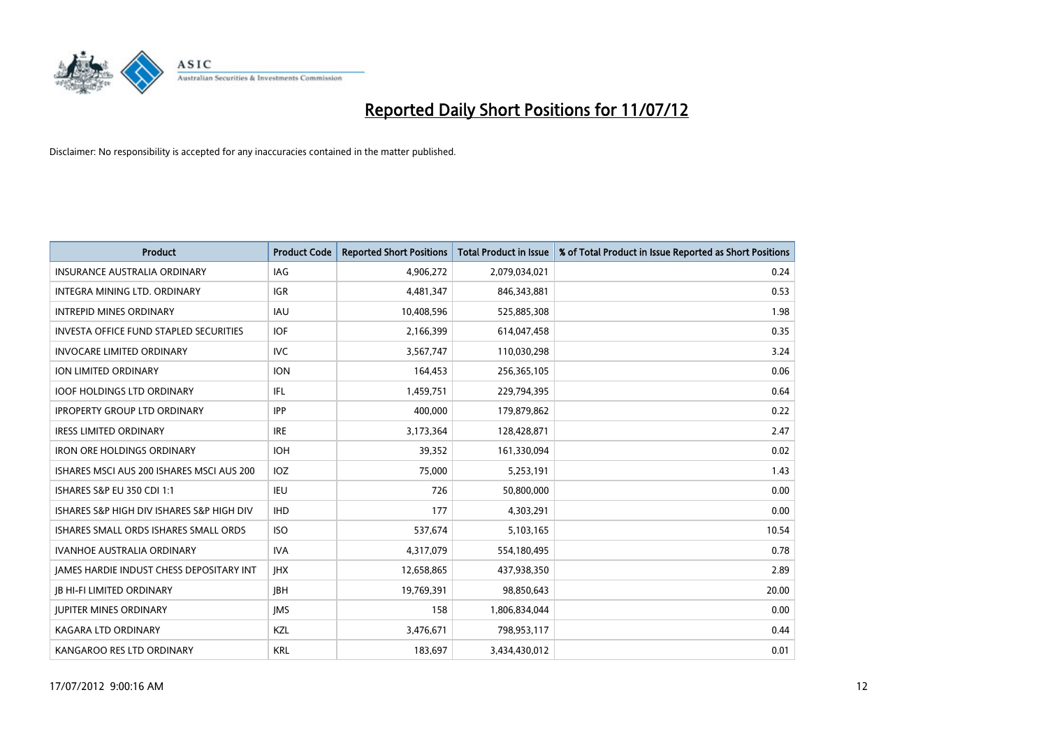# Reported Daily Short Positions for 11/07/12

Disclaimer: No responsibility is accepted for any inaccuracies contained in the matter published.

| Product | Product Code | Reported Short Positions | Total Product in Issue | % of Total Product in Issue Reported as Short Positions |
|---|---|---|---|---|
| INSURANCE AUSTRALIA ORDINARY | IAG | 4,906,272 | 2,079,034,021 | 0.24 |
| INTEGRA MINING LTD. ORDINARY | IGR | 4,481,347 | 846,343,881 | 0.53 |
| INTREPID MINES ORDINARY | IAU | 10,408,596 | 525,885,308 | 1.98 |
| INVESTA OFFICE FUND STAPLED SECURITIES | IOF | 2,166,399 | 614,047,458 | 0.35 |
| INVOCARE LIMITED ORDINARY | IVC | 3,567,747 | 110,030,298 | 3.24 |
| ION LIMITED ORDINARY | ION | 164,453 | 256,365,105 | 0.06 |
| IOOF HOLDINGS LTD ORDINARY | IFL | 1,459,751 | 229,794,395 | 0.64 |
| IPROPERTY GROUP LTD ORDINARY | IPP | 400,000 | 179,879,862 | 0.22 |
| IRESS LIMITED ORDINARY | IRE | 3,173,364 | 128,428,871 | 2.47 |
| IRON ORE HOLDINGS ORDINARY | IOH | 39,352 | 161,330,094 | 0.02 |
| ISHARES MSCI AUS 200 ISHARES MSCI AUS 200 | IOZ | 75,000 | 5,253,191 | 1.43 |
| ISHARES S&P EU 350 CDI 1:1 | IEU | 726 | 50,800,000 | 0.00 |
| ISHARES S&P HIGH DIV ISHARES S&P HIGH DIV | IHD | 177 | 4,303,291 | 0.00 |
| ISHARES SMALL ORDS ISHARES SMALL ORDS | ISO | 537,674 | 5,103,165 | 10.54 |
| IVANHOE AUSTRALIA ORDINARY | IVA | 4,317,079 | 554,180,495 | 0.78 |
| JAMES HARDIE INDUST CHESS DEPOSITARY INT | JHX | 12,658,865 | 437,938,350 | 2.89 |
| JB HI-FI LIMITED ORDINARY | JBH | 19,769,391 | 98,850,643 | 20.00 |
| JUPITER MINES ORDINARY | JMS | 158 | 1,806,834,044 | 0.00 |
| KAGARA LTD ORDINARY | KZL | 3,476,671 | 798,953,117 | 0.44 |
| KANGAROO RES LTD ORDINARY | KRL | 183,697 | 3,434,430,012 | 0.01 |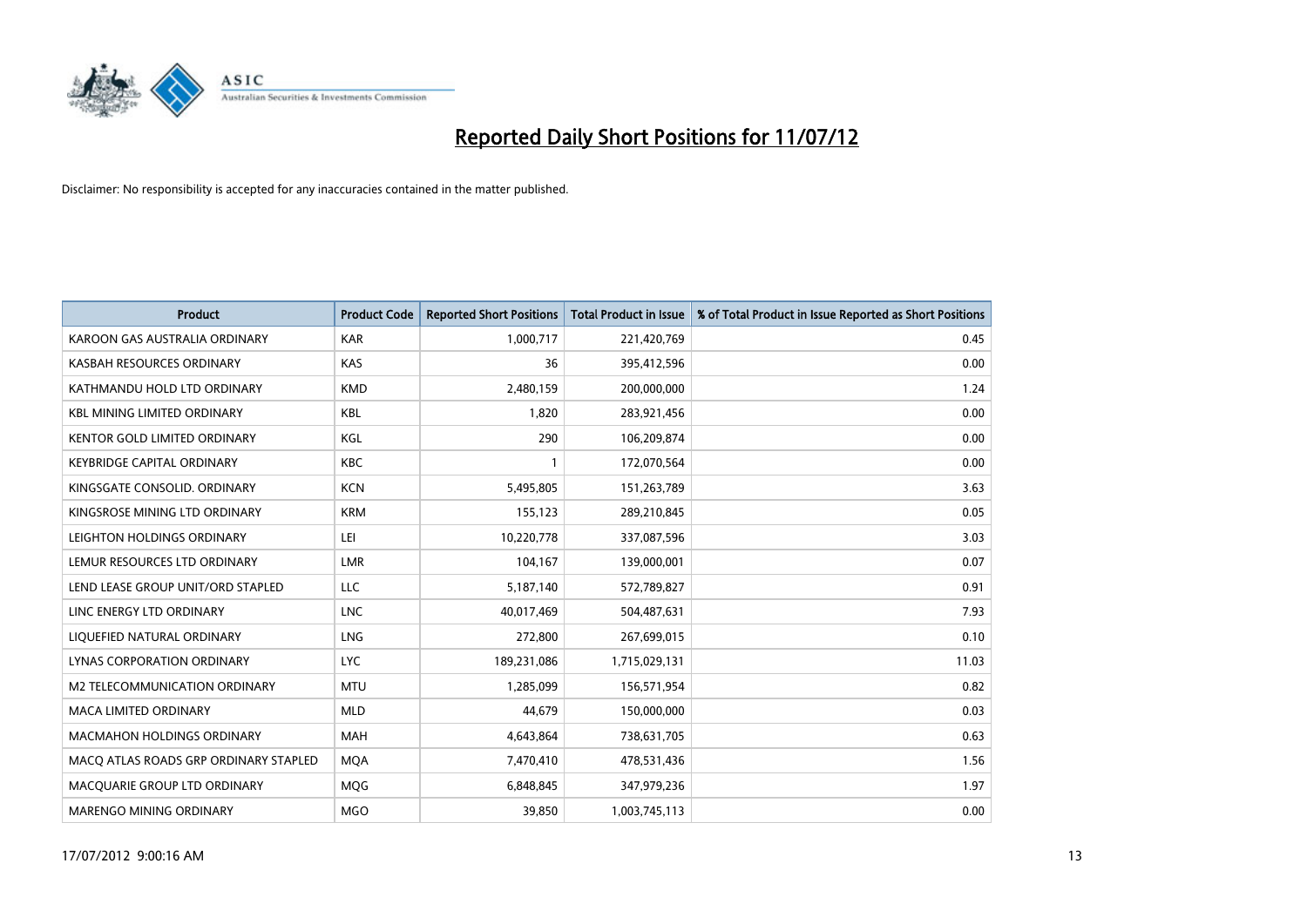# Reported Daily Short Positions for 11/07/12

Disclaimer: No responsibility is accepted for any inaccuracies contained in the matter published.

| Product | Product Code | Reported Short Positions | Total Product in Issue | % of Total Product in Issue Reported as Short Positions |
|---|---|---|---|---|
| KAROON GAS AUSTRALIA ORDINARY | KAR | 1,000,717 | 221,420,769 | 0.45 |
| KASBAH RESOURCES ORDINARY | KAS | 36 | 395,412,596 | 0.00 |
| KATHMANDU HOLD LTD ORDINARY | KMD | 2,480,159 | 200,000,000 | 1.24 |
| KBL MINING LIMITED ORDINARY | KBL | 1,820 | 283,921,456 | 0.00 |
| KENTOR GOLD LIMITED ORDINARY | KGL | 290 | 106,209,874 | 0.00 |
| KEYBRIDGE CAPITAL ORDINARY | KBC | 1 | 172,070,564 | 0.00 |
| KINGSGATE CONSOLID. ORDINARY | KCN | 5,495,805 | 151,263,789 | 3.63 |
| KINGSROSE MINING LTD ORDINARY | KRM | 155,123 | 289,210,845 | 0.05 |
| LEIGHTON HOLDINGS ORDINARY | LEI | 10,220,778 | 337,087,596 | 3.03 |
| LEMUR RESOURCES LTD ORDINARY | LMR | 104,167 | 139,000,001 | 0.07 |
| LEND LEASE GROUP UNIT/ORD STAPLED | LLC | 5,187,140 | 572,789,827 | 0.91 |
| LINC ENERGY LTD ORDINARY | LNC | 40,017,469 | 504,487,631 | 7.93 |
| LIQUEFIED NATURAL ORDINARY | LNG | 272,800 | 267,699,015 | 0.10 |
| LYNAS CORPORATION ORDINARY | LYC | 189,231,086 | 1,715,029,131 | 11.03 |
| M2 TELECOMMUNICATION ORDINARY | MTU | 1,285,099 | 156,571,954 | 0.82 |
| MACA LIMITED ORDINARY | MLD | 44,679 | 150,000,000 | 0.03 |
| MACMAHON HOLDINGS ORDINARY | MAH | 4,643,864 | 738,631,705 | 0.63 |
| MACQ ATLAS ROADS GRP ORDINARY STAPLED | MQA | 7,470,410 | 478,531,436 | 1.56 |
| MACQUARIE GROUP LTD ORDINARY | MQG | 6,848,845 | 347,979,236 | 1.97 |
| MARENGO MINING ORDINARY | MGO | 39,850 | 1,003,745,113 | 0.00 |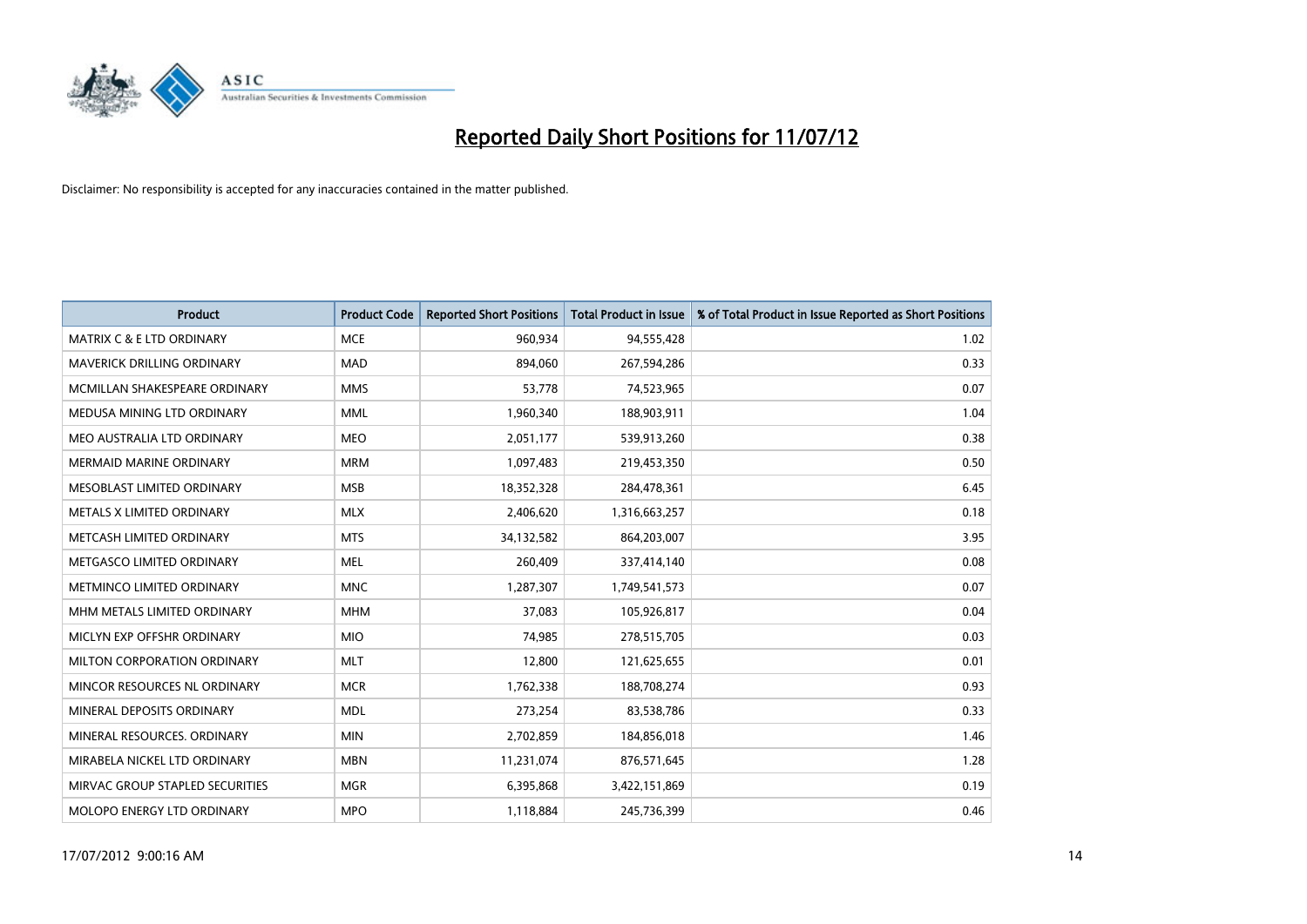# Reported Daily Short Positions for 11/07/12

Disclaimer: No responsibility is accepted for any inaccuracies contained in the matter published.

| Product | Product Code | Reported Short Positions | Total Product in Issue | % of Total Product in Issue Reported as Short Positions |
|---|---|---|---|---|
| MATRIX C & E LTD ORDINARY | MCE | 960,934 | 94,555,428 | 1.02 |
| MAVERICK DRILLING ORDINARY | MAD | 894,060 | 267,594,286 | 0.33 |
| MCMILLAN SHAKESPEARE ORDINARY | MMS | 53,778 | 74,523,965 | 0.07 |
| MEDUSA MINING LTD ORDINARY | MML | 1,960,340 | 188,903,911 | 1.04 |
| MEO AUSTRALIA LTD ORDINARY | MEO | 2,051,177 | 539,913,260 | 0.38 |
| MERMAID MARINE ORDINARY | MRM | 1,097,483 | 219,453,350 | 0.50 |
| MESOBLAST LIMITED ORDINARY | MSB | 18,352,328 | 284,478,361 | 6.45 |
| METALS X LIMITED ORDINARY | MLX | 2,406,620 | 1,316,663,257 | 0.18 |
| METCASH LIMITED ORDINARY | MTS | 34,132,582 | 864,203,007 | 3.95 |
| METGASCO LIMITED ORDINARY | MEL | 260,409 | 337,414,140 | 0.08 |
| METMINCO LIMITED ORDINARY | MNC | 1,287,307 | 1,749,541,573 | 0.07 |
| MHM METALS LIMITED ORDINARY | MHM | 37,083 | 105,926,817 | 0.04 |
| MICLYN EXP OFFSHR ORDINARY | MIO | 74,985 | 278,515,705 | 0.03 |
| MILTON CORPORATION ORDINARY | MLT | 12,800 | 121,625,655 | 0.01 |
| MINCOR RESOURCES NL ORDINARY | MCR | 1,762,338 | 188,708,274 | 0.93 |
| MINERAL DEPOSITS ORDINARY | MDL | 273,254 | 83,538,786 | 0.33 |
| MINERAL RESOURCES. ORDINARY | MIN | 2,702,859 | 184,856,018 | 1.46 |
| MIRABELA NICKEL LTD ORDINARY | MBN | 11,231,074 | 876,571,645 | 1.28 |
| MIRVAC GROUP STAPLED SECURITIES | MGR | 6,395,868 | 3,422,151,869 | 0.19 |
| MOLOPO ENERGY LTD ORDINARY | MPO | 1,118,884 | 245,736,399 | 0.46 |

17/07/2012 9:00:16 AM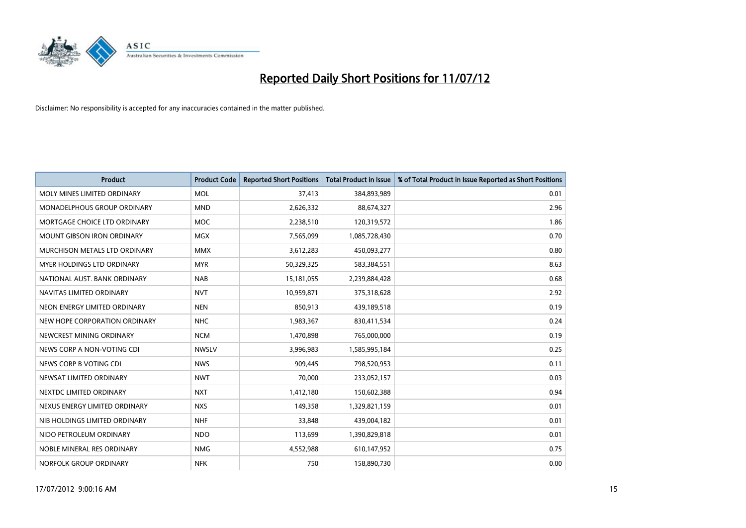# Reported Daily Short Positions for 11/07/12

Disclaimer: No responsibility is accepted for any inaccuracies contained in the matter published.

| Product | Product Code | Reported Short Positions | Total Product in Issue | % of Total Product in Issue Reported as Short Positions |
|---|---|---|---|---|
| MOLY MINES LIMITED ORDINARY | MOL | 37,413 | 384,893,989 | 0.01 |
| MONADELPHOUS GROUP ORDINARY | MND | 2,626,332 | 88,674,327 | 2.96 |
| MORTGAGE CHOICE LTD ORDINARY | MOC | 2,238,510 | 120,319,572 | 1.86 |
| MOUNT GIBSON IRON ORDINARY | MGX | 7,565,099 | 1,085,728,430 | 0.70 |
| MURCHISON METALS LTD ORDINARY | MMX | 3,612,283 | 450,093,277 | 0.80 |
| MYER HOLDINGS LTD ORDINARY | MYR | 50,329,325 | 583,384,551 | 8.63 |
| NATIONAL AUST. BANK ORDINARY | NAB | 15,181,055 | 2,239,884,428 | 0.68 |
| NAVITAS LIMITED ORDINARY | NVT | 10,959,871 | 375,318,628 | 2.92 |
| NEON ENERGY LIMITED ORDINARY | NEN | 850,913 | 439,189,518 | 0.19 |
| NEW HOPE CORPORATION ORDINARY | NHC | 1,983,367 | 830,411,534 | 0.24 |
| NEWCREST MINING ORDINARY | NCM | 1,470,898 | 765,000,000 | 0.19 |
| NEWS CORP A NON-VOTING CDI | NWSLV | 3,996,983 | 1,585,995,184 | 0.25 |
| NEWS CORP B VOTING CDI | NWS | 909,445 | 798,520,953 | 0.11 |
| NEWSAT LIMITED ORDINARY | NWT | 70,000 | 233,052,157 | 0.03 |
| NEXTDC LIMITED ORDINARY | NXT | 1,412,180 | 150,602,388 | 0.94 |
| NEXUS ENERGY LIMITED ORDINARY | NXS | 149,358 | 1,329,821,159 | 0.01 |
| NIB HOLDINGS LIMITED ORDINARY | NHF | 33,848 | 439,004,182 | 0.01 |
| NIDO PETROLEUM ORDINARY | NDO | 113,699 | 1,390,829,818 | 0.01 |
| NOBLE MINERAL RES ORDINARY | NMG | 4,552,988 | 610,147,952 | 0.75 |
| NORFOLK GROUP ORDINARY | NFK | 750 | 158,890,730 | 0.00 |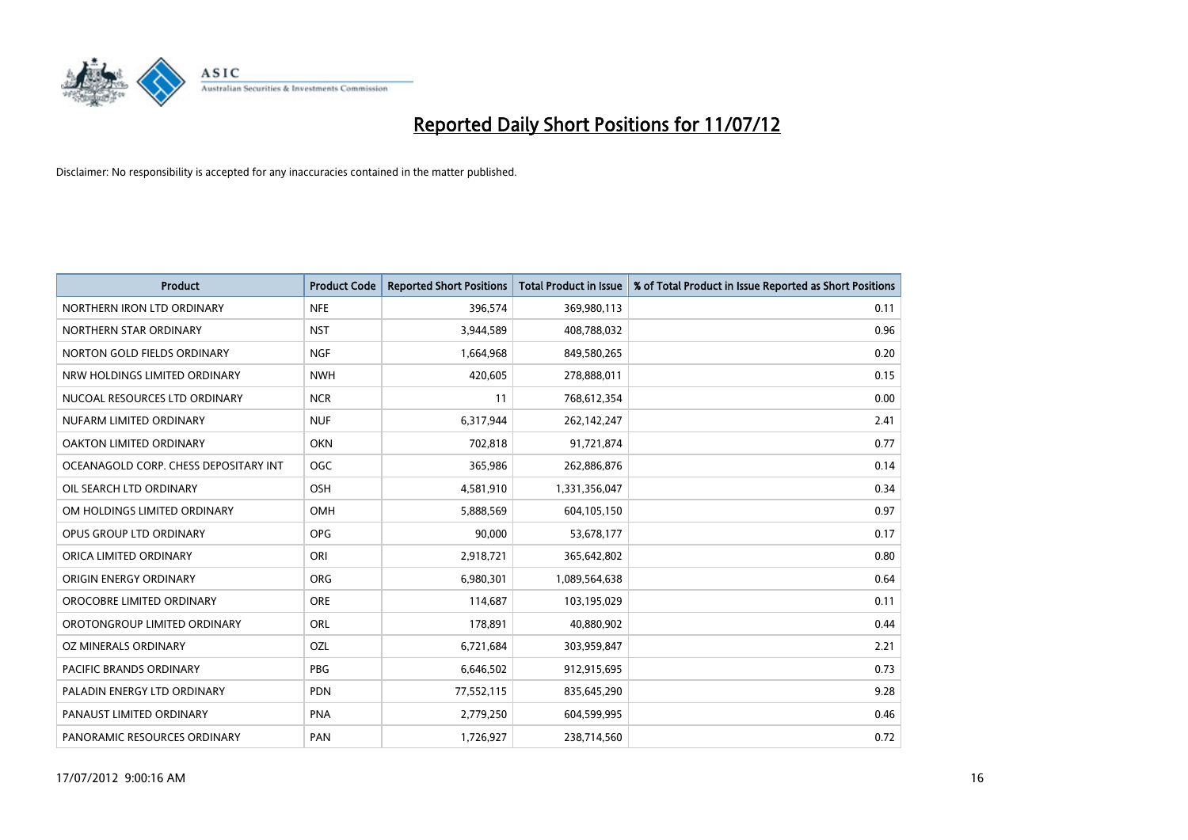# Reported Daily Short Positions for 11/07/12

Disclaimer: No responsibility is accepted for any inaccuracies contained in the matter published.

| Product | Product Code | Reported Short Positions | Total Product in Issue | % of Total Product in Issue Reported as Short Positions |
|---|---|---|---|---|
| NORTHERN IRON LTD ORDINARY | NFE | 396,574 | 369,980,113 | 0.11 |
| NORTHERN STAR ORDINARY | NST | 3,944,589 | 408,788,032 | 0.96 |
| NORTON GOLD FIELDS ORDINARY | NGF | 1,664,968 | 849,580,265 | 0.20 |
| NRW HOLDINGS LIMITED ORDINARY | NWH | 420,605 | 278,888,011 | 0.15 |
| NUCOAL RESOURCES LTD ORDINARY | NCR | 11 | 768,612,354 | 0.00 |
| NUFARM LIMITED ORDINARY | NUF | 6,317,944 | 262,142,247 | 2.41 |
| OAKTON LIMITED ORDINARY | OKN | 702,818 | 91,721,874 | 0.77 |
| OCEANAGOLD CORP. CHESS DEPOSITARY INT | OGC | 365,986 | 262,886,876 | 0.14 |
| OIL SEARCH LTD ORDINARY | OSH | 4,581,910 | 1,331,356,047 | 0.34 |
| OM HOLDINGS LIMITED ORDINARY | OMH | 5,888,569 | 604,105,150 | 0.97 |
| OPUS GROUP LTD ORDINARY | OPG | 90,000 | 53,678,177 | 0.17 |
| ORICA LIMITED ORDINARY | ORI | 2,918,721 | 365,642,802 | 0.80 |
| ORIGIN ENERGY ORDINARY | ORG | 6,980,301 | 1,089,564,638 | 0.64 |
| OROCOBRE LIMITED ORDINARY | ORE | 114,687 | 103,195,029 | 0.11 |
| OROTONGROUP LIMITED ORDINARY | ORL | 178,891 | 40,880,902 | 0.44 |
| OZ MINERALS ORDINARY | OZL | 6,721,684 | 303,959,847 | 2.21 |
| PACIFIC BRANDS ORDINARY | PBG | 6,646,502 | 912,915,695 | 0.73 |
| PALADIN ENERGY LTD ORDINARY | PDN | 77,552,115 | 835,645,290 | 9.28 |
| PANAUST LIMITED ORDINARY | PNA | 2,779,250 | 604,599,995 | 0.46 |
| PANORAMIC RESOURCES ORDINARY | PAN | 1,726,927 | 238,714,560 | 0.72 |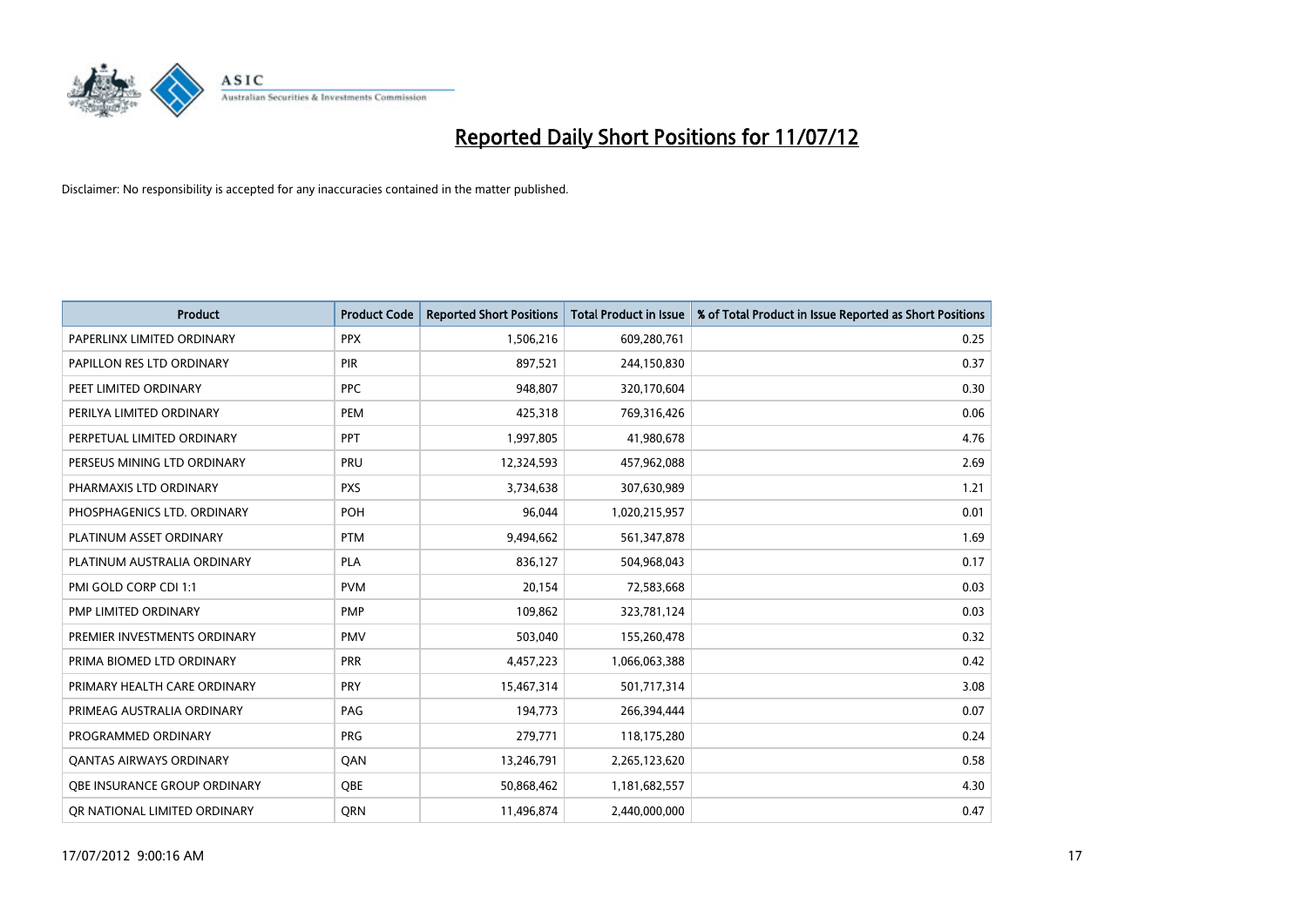# Reported Daily Short Positions for 11/07/12

Disclaimer: No responsibility is accepted for any inaccuracies contained in the matter published.

| Product | Product Code | Reported Short Positions | Total Product in Issue | % of Total Product in Issue Reported as Short Positions |
|---|---|---|---|---|
| PAPERLINX LIMITED ORDINARY | PPX | 1,506,216 | 609,280,761 | 0.25 |
| PAPILLON RES LTD ORDINARY | PIR | 897,521 | 244,150,830 | 0.37 |
| PEET LIMITED ORDINARY | PPC | 948,807 | 320,170,604 | 0.30 |
| PERILYA LIMITED ORDINARY | PEM | 425,318 | 769,316,426 | 0.06 |
| PERPETUAL LIMITED ORDINARY | PPT | 1,997,805 | 41,980,678 | 4.76 |
| PERSEUS MINING LTD ORDINARY | PRU | 12,324,593 | 457,962,088 | 2.69 |
| PHARMAXIS LTD ORDINARY | PXS | 3,734,638 | 307,630,989 | 1.21 |
| PHOSPHAGENICS LTD. ORDINARY | POH | 96,044 | 1,020,215,957 | 0.01 |
| PLATINUM ASSET ORDINARY | PTM | 9,494,662 | 561,347,878 | 1.69 |
| PLATINUM AUSTRALIA ORDINARY | PLA | 836,127 | 504,968,043 | 0.17 |
| PMI GOLD CORP CDI 1:1 | PVM | 20,154 | 72,583,668 | 0.03 |
| PMP LIMITED ORDINARY | PMP | 109,862 | 323,781,124 | 0.03 |
| PREMIER INVESTMENTS ORDINARY | PMV | 503,040 | 155,260,478 | 0.32 |
| PRIMA BIOMED LTD ORDINARY | PRR | 4,457,223 | 1,066,063,388 | 0.42 |
| PRIMARY HEALTH CARE ORDINARY | PRY | 15,467,314 | 501,717,314 | 3.08 |
| PRIMEAG AUSTRALIA ORDINARY | PAG | 194,773 | 266,394,444 | 0.07 |
| PROGRAMMED ORDINARY | PRG | 279,771 | 118,175,280 | 0.24 |
| QANTAS AIRWAYS ORDINARY | QAN | 13,246,791 | 2,265,123,620 | 0.58 |
| QBE INSURANCE GROUP ORDINARY | QBE | 50,868,462 | 1,181,682,557 | 4.30 |
| QR NATIONAL LIMITED ORDINARY | QRN | 11,496,874 | 2,440,000,000 | 0.47 |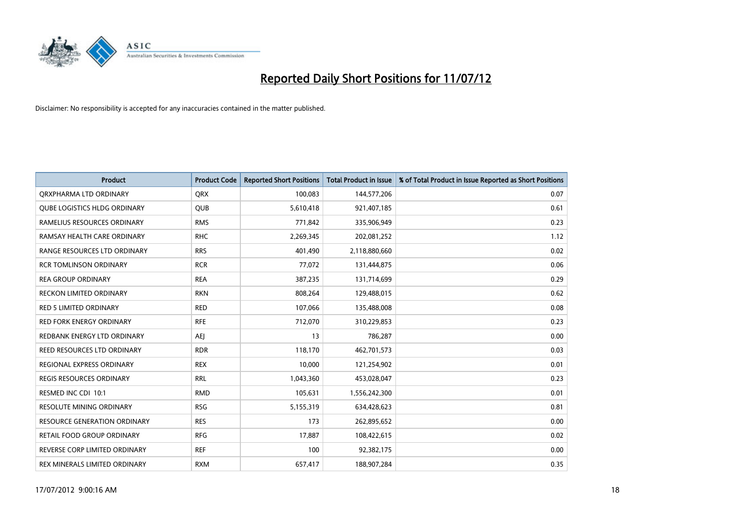# Reported Daily Short Positions for 11/07/12

Disclaimer: No responsibility is accepted for any inaccuracies contained in the matter published.

| Product | Product Code | Reported Short Positions | Total Product in Issue | % of Total Product in Issue Reported as Short Positions |
|---|---|---|---|---|
| QRXPHARMA LTD ORDINARY | QRX | 100,083 | 144,577,206 | 0.07 |
| QUBE LOGISTICS HLDG ORDINARY | QUB | 5,610,418 | 921,407,185 | 0.61 |
| RAMELIUS RESOURCES ORDINARY | RMS | 771,842 | 335,906,949 | 0.23 |
| RAMSAY HEALTH CARE ORDINARY | RHC | 2,269,345 | 202,081,252 | 1.12 |
| RANGE RESOURCES LTD ORDINARY | RRS | 401,490 | 2,118,880,660 | 0.02 |
| RCR TOMLINSON ORDINARY | RCR | 77,072 | 131,444,875 | 0.06 |
| REA GROUP ORDINARY | REA | 387,235 | 131,714,699 | 0.29 |
| RECKON LIMITED ORDINARY | RKN | 808,264 | 129,488,015 | 0.62 |
| RED 5 LIMITED ORDINARY | RED | 107,066 | 135,488,008 | 0.08 |
| RED FORK ENERGY ORDINARY | RFE | 712,070 | 310,229,853 | 0.23 |
| REDBANK ENERGY LTD ORDINARY | AEJ | 13 | 786,287 | 0.00 |
| REED RESOURCES LTD ORDINARY | RDR | 118,170 | 462,701,573 | 0.03 |
| REGIONAL EXPRESS ORDINARY | REX | 10,000 | 121,254,902 | 0.01 |
| REGIS RESOURCES ORDINARY | RRL | 1,043,360 | 453,028,047 | 0.23 |
| RESMED INC CDI 10:1 | RMD | 105,631 | 1,556,242,300 | 0.01 |
| RESOLUTE MINING ORDINARY | RSG | 5,155,319 | 634,428,623 | 0.81 |
| RESOURCE GENERATION ORDINARY | RES | 173 | 262,895,652 | 0.00 |
| RETAIL FOOD GROUP ORDINARY | RFG | 17,887 | 108,422,615 | 0.02 |
| REVERSE CORP LIMITED ORDINARY | REF | 100 | 92,382,175 | 0.00 |
| REX MINERALS LIMITED ORDINARY | RXM | 657,417 | 188,907,284 | 0.35 |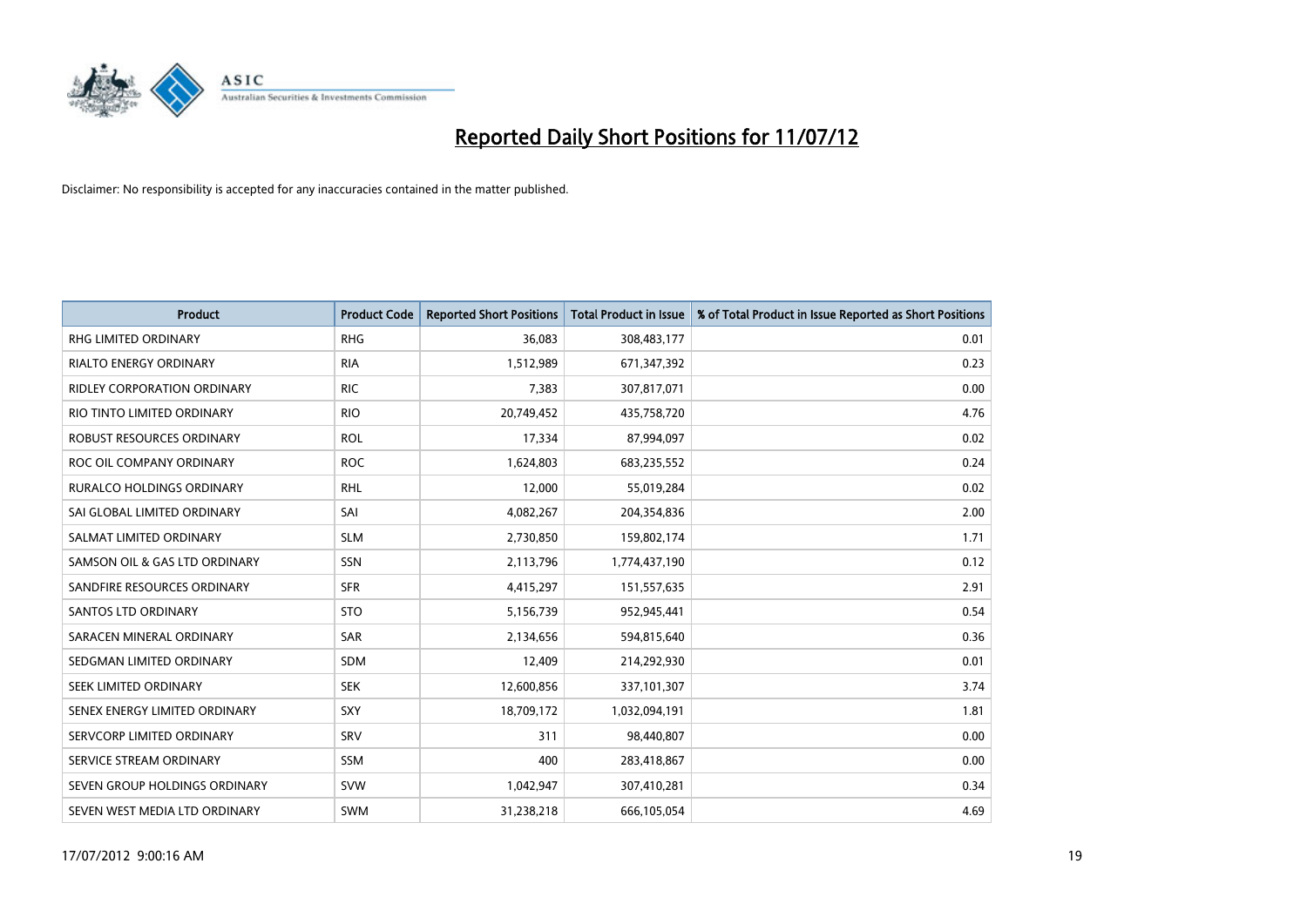# Reported Daily Short Positions for 11/07/12

Disclaimer: No responsibility is accepted for any inaccuracies contained in the matter published.

| Product | Product Code | Reported Short Positions | Total Product in Issue | % of Total Product in Issue Reported as Short Positions |
|---|---|---|---|---|
| RHG LIMITED ORDINARY | RHG | 36,083 | 308,483,177 | 0.01 |
| RIALTO ENERGY ORDINARY | RIA | 1,512,989 | 671,347,392 | 0.23 |
| RIDLEY CORPORATION ORDINARY | RIC | 7,383 | 307,817,071 | 0.00 |
| RIO TINTO LIMITED ORDINARY | RIO | 20,749,452 | 435,758,720 | 4.76 |
| ROBUST RESOURCES ORDINARY | ROL | 17,334 | 87,994,097 | 0.02 |
| ROC OIL COMPANY ORDINARY | ROC | 1,624,803 | 683,235,552 | 0.24 |
| RURALCO HOLDINGS ORDINARY | RHL | 12,000 | 55,019,284 | 0.02 |
| SAI GLOBAL LIMITED ORDINARY | SAI | 4,082,267 | 204,354,836 | 2.00 |
| SALMAT LIMITED ORDINARY | SLM | 2,730,850 | 159,802,174 | 1.71 |
| SAMSON OIL & GAS LTD ORDINARY | SSN | 2,113,796 | 1,774,437,190 | 0.12 |
| SANDFIRE RESOURCES ORDINARY | SFR | 4,415,297 | 151,557,635 | 2.91 |
| SANTOS LTD ORDINARY | STO | 5,156,739 | 952,945,441 | 0.54 |
| SARACEN MINERAL ORDINARY | SAR | 2,134,656 | 594,815,640 | 0.36 |
| SEDGMAN LIMITED ORDINARY | SDM | 12,409 | 214,292,930 | 0.01 |
| SEEK LIMITED ORDINARY | SEK | 12,600,856 | 337,101,307 | 3.74 |
| SENEX ENERGY LIMITED ORDINARY | SXY | 18,709,172 | 1,032,094,191 | 1.81 |
| SERVCORP LIMITED ORDINARY | SRV | 311 | 98,440,807 | 0.00 |
| SERVICE STREAM ORDINARY | SSM | 400 | 283,418,867 | 0.00 |
| SEVEN GROUP HOLDINGS ORDINARY | SVW | 1,042,947 | 307,410,281 | 0.34 |
| SEVEN WEST MEDIA LTD ORDINARY | SWM | 31,238,218 | 666,105,054 | 4.69 |

17/07/2012 9:00:16 AM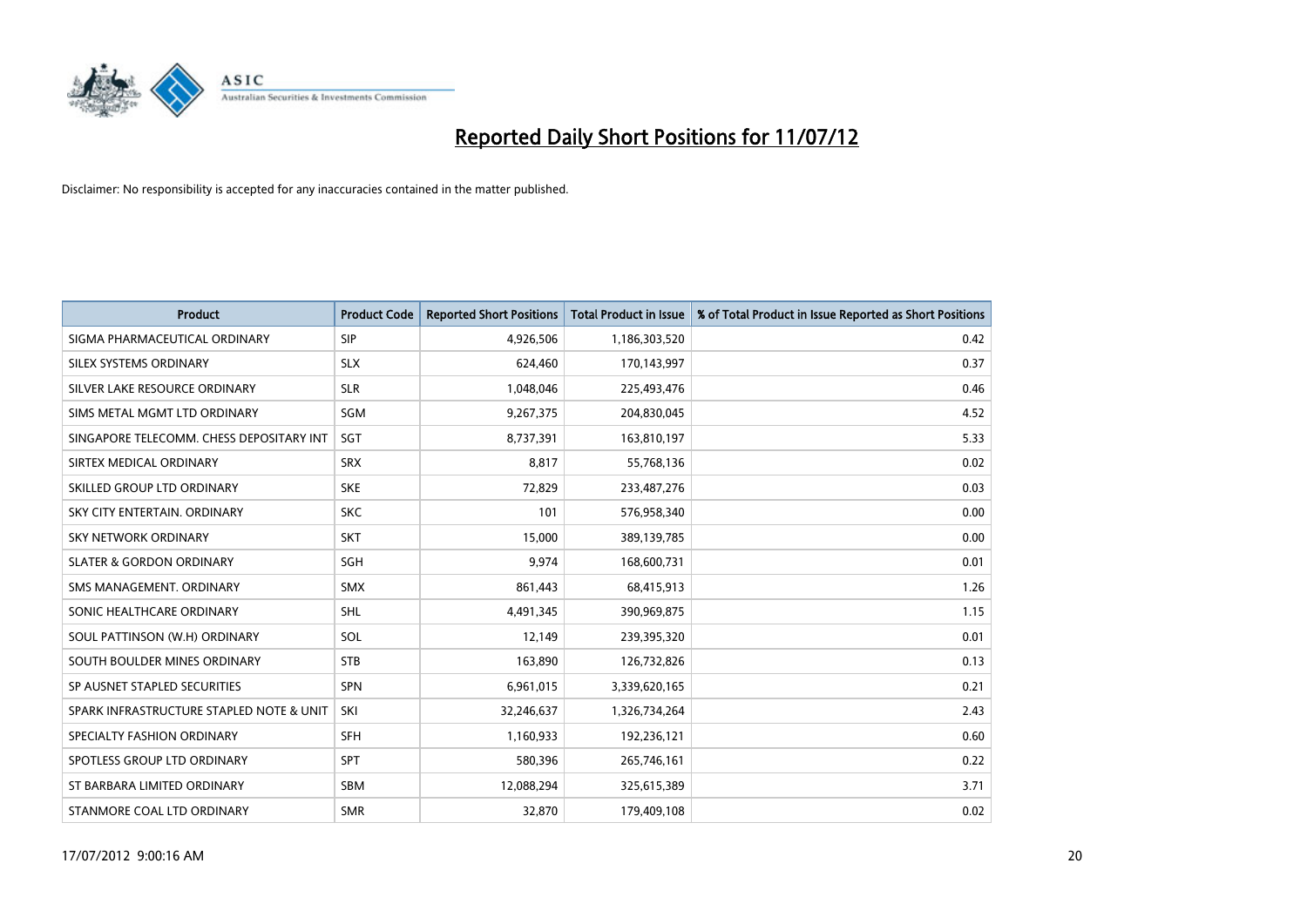# Reported Daily Short Positions for 11/07/12

Disclaimer: No responsibility is accepted for any inaccuracies contained in the matter published.

| Product | Product Code | Reported Short Positions | Total Product in Issue | % of Total Product in Issue Reported as Short Positions |
|---|---|---|---|---|
| SIGMA PHARMACEUTICAL ORDINARY | SIP | 4,926,506 | 1,186,303,520 | 0.42 |
| SILEX SYSTEMS ORDINARY | SLX | 624,460 | 170,143,997 | 0.37 |
| SILVER LAKE RESOURCE ORDINARY | SLR | 1,048,046 | 225,493,476 | 0.46 |
| SIMS METAL MGMT LTD ORDINARY | SGM | 9,267,375 | 204,830,045 | 4.52 |
| SINGAPORE TELECOMM. CHESS DEPOSITARY INT | SGT | 8,737,391 | 163,810,197 | 5.33 |
| SIRTEX MEDICAL ORDINARY | SRX | 8,817 | 55,768,136 | 0.02 |
| SKILLED GROUP LTD ORDINARY | SKE | 72,829 | 233,487,276 | 0.03 |
| SKY CITY ENTERTAIN. ORDINARY | SKC | 101 | 576,958,340 | 0.00 |
| SKY NETWORK ORDINARY | SKT | 15,000 | 389,139,785 | 0.00 |
| SLATER & GORDON ORDINARY | SGH | 9,974 | 168,600,731 | 0.01 |
| SMS MANAGEMENT. ORDINARY | SMX | 861,443 | 68,415,913 | 1.26 |
| SONIC HEALTHCARE ORDINARY | SHL | 4,491,345 | 390,969,875 | 1.15 |
| SOUL PATTINSON (W.H) ORDINARY | SOL | 12,149 | 239,395,320 | 0.01 |
| SOUTH BOULDER MINES ORDINARY | STB | 163,890 | 126,732,826 | 0.13 |
| SP AUSNET STAPLED SECURITIES | SPN | 6,961,015 | 3,339,620,165 | 0.21 |
| SPARK INFRASTRUCTURE STAPLED NOTE & UNIT | SKI | 32,246,637 | 1,326,734,264 | 2.43 |
| SPECIALTY FASHION ORDINARY | SFH | 1,160,933 | 192,236,121 | 0.60 |
| SPOTLESS GROUP LTD ORDINARY | SPT | 580,396 | 265,746,161 | 0.22 |
| ST BARBARA LIMITED ORDINARY | SBM | 12,088,294 | 325,615,389 | 3.71 |
| STANMORE COAL LTD ORDINARY | SMR | 32,870 | 179,409,108 | 0.02 |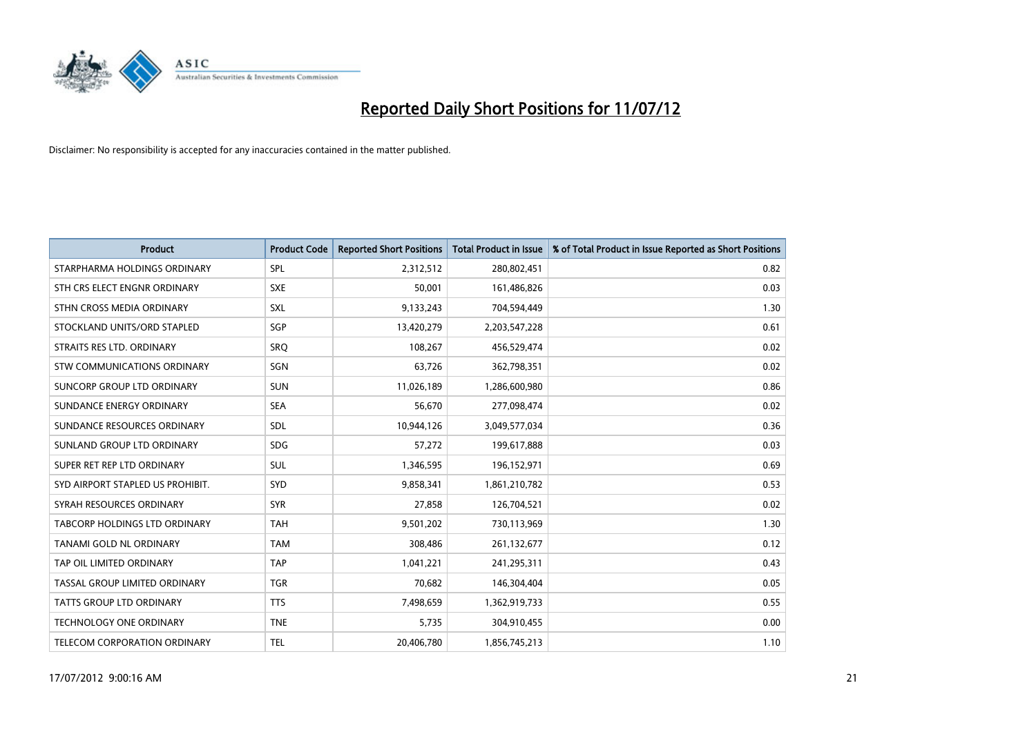# Reported Daily Short Positions for 11/07/12

Disclaimer: No responsibility is accepted for any inaccuracies contained in the matter published.

| Product | Product Code | Reported Short Positions | Total Product in Issue | % of Total Product in Issue Reported as Short Positions |
|---|---|---|---|---|
| STARPHARMA HOLDINGS ORDINARY | SPL | 2,312,512 | 280,802,451 | 0.82 |
| STH CRS ELECT ENGNR ORDINARY | SXE | 50,001 | 161,486,826 | 0.03 |
| STHN CROSS MEDIA ORDINARY | SXL | 9,133,243 | 704,594,449 | 1.30 |
| STOCKLAND UNITS/ORD STAPLED | SGP | 13,420,279 | 2,203,547,228 | 0.61 |
| STRAITS RES LTD. ORDINARY | SRQ | 108,267 | 456,529,474 | 0.02 |
| STW COMMUNICATIONS ORDINARY | SGN | 63,726 | 362,798,351 | 0.02 |
| SUNCORP GROUP LTD ORDINARY | SUN | 11,026,189 | 1,286,600,980 | 0.86 |
| SUNDANCE ENERGY ORDINARY | SEA | 56,670 | 277,098,474 | 0.02 |
| SUNDANCE RESOURCES ORDINARY | SDL | 10,944,126 | 3,049,577,034 | 0.36 |
| SUNLAND GROUP LTD ORDINARY | SDG | 57,272 | 199,617,888 | 0.03 |
| SUPER RET REP LTD ORDINARY | SUL | 1,346,595 | 196,152,971 | 0.69 |
| SYD AIRPORT STAPLED US PROHIBIT. | SYD | 9,858,341 | 1,861,210,782 | 0.53 |
| SYRAH RESOURCES ORDINARY | SYR | 27,858 | 126,704,521 | 0.02 |
| TABCORP HOLDINGS LTD ORDINARY | TAH | 9,501,202 | 730,113,969 | 1.30 |
| TANAMI GOLD NL ORDINARY | TAM | 308,486 | 261,132,677 | 0.12 |
| TAP OIL LIMITED ORDINARY | TAP | 1,041,221 | 241,295,311 | 0.43 |
| TASSAL GROUP LIMITED ORDINARY | TGR | 70,682 | 146,304,404 | 0.05 |
| TATTS GROUP LTD ORDINARY | TTS | 7,498,659 | 1,362,919,733 | 0.55 |
| TECHNOLOGY ONE ORDINARY | TNE | 5,735 | 304,910,455 | 0.00 |
| TELECOM CORPORATION ORDINARY | TEL | 20,406,780 | 1,856,745,213 | 1.10 |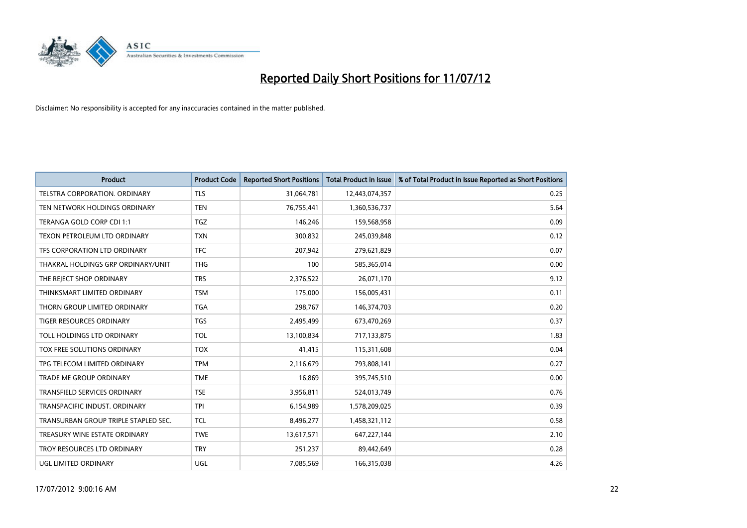# Reported Daily Short Positions for 11/07/12

Disclaimer: No responsibility is accepted for any inaccuracies contained in the matter published.

| Product | Product Code | Reported Short Positions | Total Product in Issue | % of Total Product in Issue Reported as Short Positions |
|---|---|---|---|---|
| TELSTRA CORPORATION. ORDINARY | TLS | 31,064,781 | 12,443,074,357 | 0.25 |
| TEN NETWORK HOLDINGS ORDINARY | TEN | 76,755,441 | 1,360,536,737 | 5.64 |
| TERANGA GOLD CORP CDI 1:1 | TGZ | 146,246 | 159,568,958 | 0.09 |
| TEXON PETROLEUM LTD ORDINARY | TXN | 300,832 | 245,039,848 | 0.12 |
| TFS CORPORATION LTD ORDINARY | TFC | 207,942 | 279,621,829 | 0.07 |
| THAKRAL HOLDINGS GRP ORDINARY/UNIT | THG | 100 | 585,365,014 | 0.00 |
| THE REJECT SHOP ORDINARY | TRS | 2,376,522 | 26,071,170 | 9.12 |
| THINKSMART LIMITED ORDINARY | TSM | 175,000 | 156,005,431 | 0.11 |
| THORN GROUP LIMITED ORDINARY | TGA | 298,767 | 146,374,703 | 0.20 |
| TIGER RESOURCES ORDINARY | TGS | 2,495,499 | 673,470,269 | 0.37 |
| TOLL HOLDINGS LTD ORDINARY | TOL | 13,100,834 | 717,133,875 | 1.83 |
| TOX FREE SOLUTIONS ORDINARY | TOX | 41,415 | 115,311,608 | 0.04 |
| TPG TELECOM LIMITED ORDINARY | TPM | 2,116,679 | 793,808,141 | 0.27 |
| TRADE ME GROUP ORDINARY | TME | 16,869 | 395,745,510 | 0.00 |
| TRANSFIELD SERVICES ORDINARY | TSE | 3,956,811 | 524,013,749 | 0.76 |
| TRANSPACIFIC INDUST. ORDINARY | TPI | 6,154,989 | 1,578,209,025 | 0.39 |
| TRANSURBAN GROUP TRIPLE STAPLED SEC. | TCL | 8,496,277 | 1,458,321,112 | 0.58 |
| TREASURY WINE ESTATE ORDINARY | TWE | 13,617,571 | 647,227,144 | 2.10 |
| TROY RESOURCES LTD ORDINARY | TRY | 251,237 | 89,442,649 | 0.28 |
| UGL LIMITED ORDINARY | UGL | 7,085,569 | 166,315,038 | 4.26 |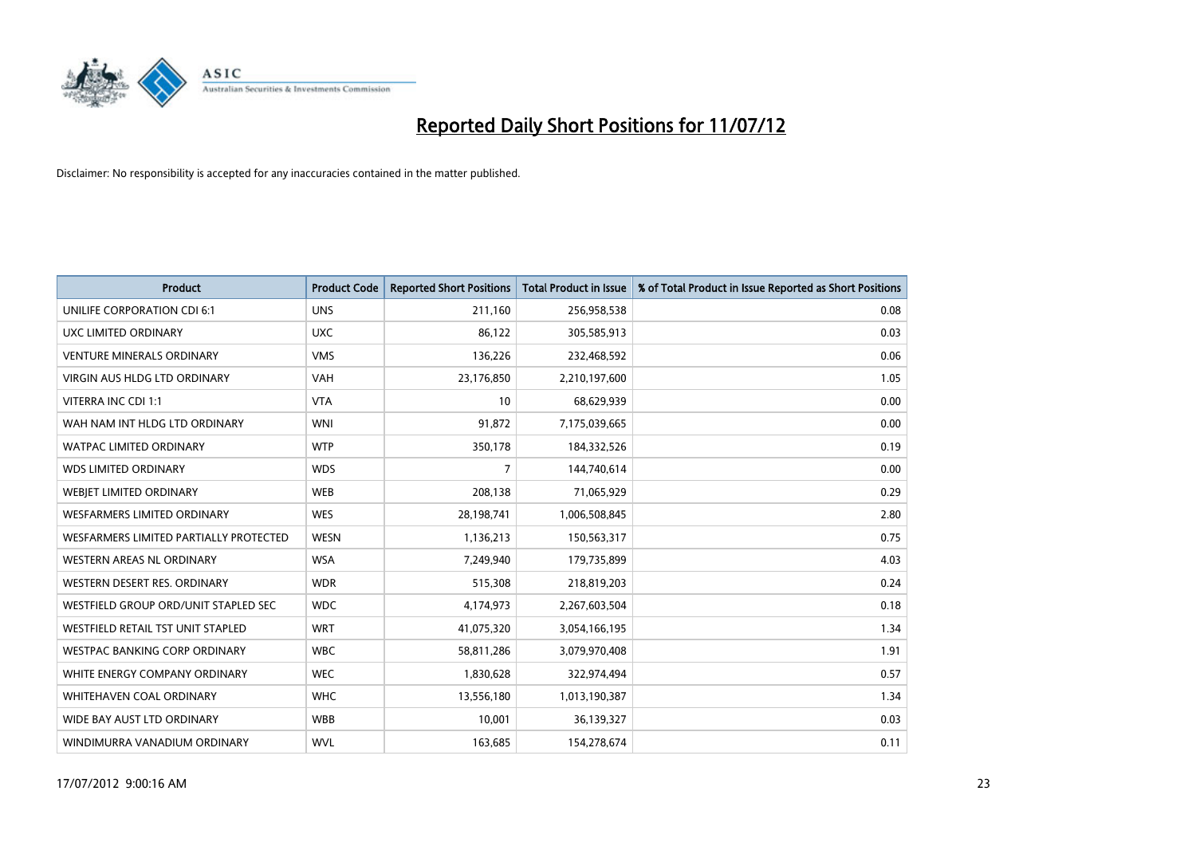# Reported Daily Short Positions for 11/07/12

Disclaimer: No responsibility is accepted for any inaccuracies contained in the matter published.

| Product | Product Code | Reported Short Positions | Total Product in Issue | % of Total Product in Issue Reported as Short Positions |
|---|---|---|---|---|
| UNILIFE CORPORATION CDI 6:1 | UNS | 211,160 | 256,958,538 | 0.08 |
| UXC LIMITED ORDINARY | UXC | 86,122 | 305,585,913 | 0.03 |
| VENTURE MINERALS ORDINARY | VMS | 136,226 | 232,468,592 | 0.06 |
| VIRGIN AUS HLDG LTD ORDINARY | VAH | 23,176,850 | 2,210,197,600 | 1.05 |
| VITERRA INC CDI 1:1 | VTA | 10 | 68,629,939 | 0.00 |
| WAH NAM INT HLDG LTD ORDINARY | WNI | 91,872 | 7,175,039,665 | 0.00 |
| WATPAC LIMITED ORDINARY | WTP | 350,178 | 184,332,526 | 0.19 |
| WDS LIMITED ORDINARY | WDS | 7 | 144,740,614 | 0.00 |
| WEBJET LIMITED ORDINARY | WEB | 208,138 | 71,065,929 | 0.29 |
| WESFARMERS LIMITED ORDINARY | WES | 28,198,741 | 1,006,508,845 | 2.80 |
| WESFARMERS LIMITED PARTIALLY PROTECTED | WESN | 1,136,213 | 150,563,317 | 0.75 |
| WESTERN AREAS NL ORDINARY | WSA | 7,249,940 | 179,735,899 | 4.03 |
| WESTERN DESERT RES. ORDINARY | WDR | 515,308 | 218,819,203 | 0.24 |
| WESTFIELD GROUP ORD/UNIT STAPLED SEC | WDC | 4,174,973 | 2,267,603,504 | 0.18 |
| WESTFIELD RETAIL TST UNIT STAPLED | WRT | 41,075,320 | 3,054,166,195 | 1.34 |
| WESTPAC BANKING CORP ORDINARY | WBC | 58,811,286 | 3,079,970,408 | 1.91 |
| WHITE ENERGY COMPANY ORDINARY | WEC | 1,830,628 | 322,974,494 | 0.57 |
| WHITEHAVEN COAL ORDINARY | WHC | 13,556,180 | 1,013,190,387 | 1.34 |
| WIDE BAY AUST LTD ORDINARY | WBB | 10,001 | 36,139,327 | 0.03 |
| WINDIMURRA VANADIUM ORDINARY | WVL | 163,685 | 154,278,674 | 0.11 |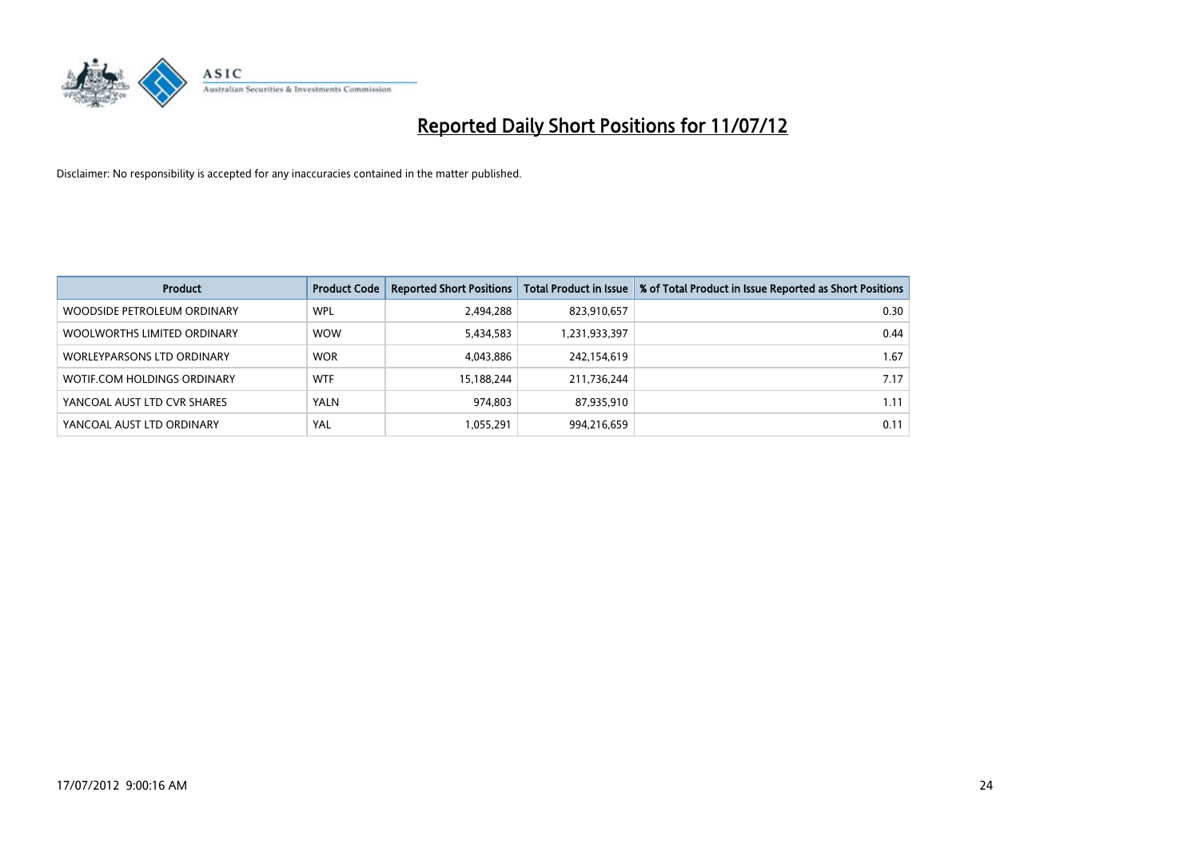# Reported Daily Short Positions for 11/07/12

Disclaimer: No responsibility is accepted for any inaccuracies contained in the matter published.

| Product | Product Code | Reported Short Positions | Total Product in Issue | % of Total Product in Issue Reported as Short Positions |
|---|---|---|---|---|
| WOODSIDE PETROLEUM ORDINARY | WPL | 2,494,288 | 823,910,657 | 0.30 |
| WOOLWORTHS LIMITED ORDINARY | WOW | 5,434,583 | 1,231,933,397 | 0.44 |
| WORLEYPARSONS LTD ORDINARY | WOR | 4,043,886 | 242,154,619 | 1.67 |
| WOTIF.COM HOLDINGS ORDINARY | WTF | 15,188,244 | 211,736,244 | 7.17 |
| YANCOAL AUST LTD CVR SHARES | YALN | 974,803 | 87,935,910 | 1.11 |
| YANCOAL AUST LTD ORDINARY | YAL | 1,055,291 | 994,216,659 | 0.11 |

17/07/2012 9:00:16 AM